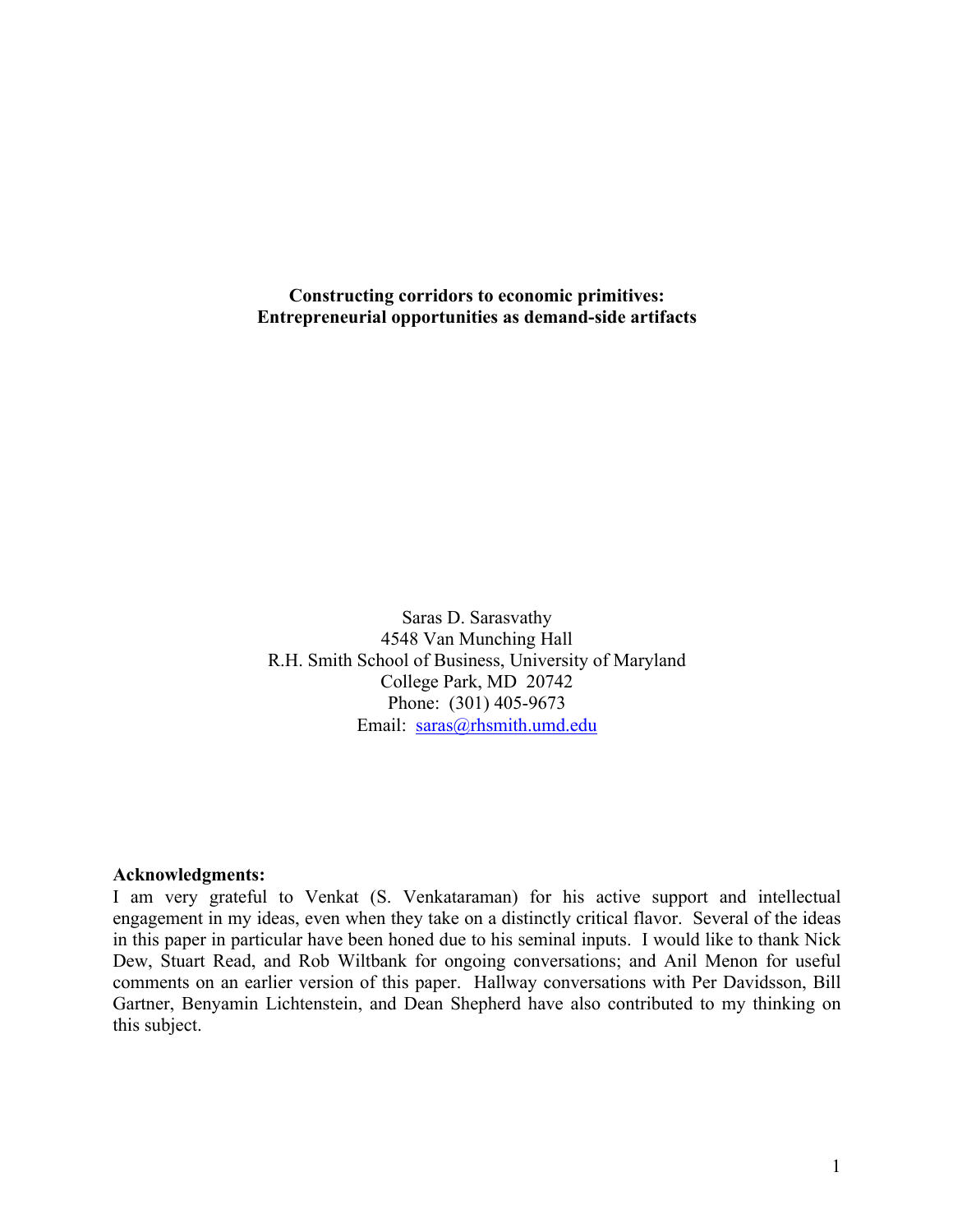# Constructing corridors to economic primitives: Entrepreneurial opportunities as demand-side artifacts

Saras D. Sarasvathy
4548 Van Munching Hall
R.H. Smith School of Business, University of Maryland
College Park, MD 20742
Phone: (301) 405-9673
Email: saras@rhsmith.umd.edu

**Acknowledgments:**
I am very grateful to Venkat (S. Venkataraman) for his active support and intellectual engagement in my ideas, even when they take on a distinctly critical flavor. Several of the ideas in this paper in particular have been honed due to his seminal inputs. I would like to thank Nick Dew, Stuart Read, and Rob Wiltbank for ongoing conversations; and Anil Menon for useful comments on an earlier version of this paper. Hallway conversations with Per Davidsson, Bill Gartner, Benyamin Lichtenstein, and Dean Shepherd have also contributed to my thinking on this subject.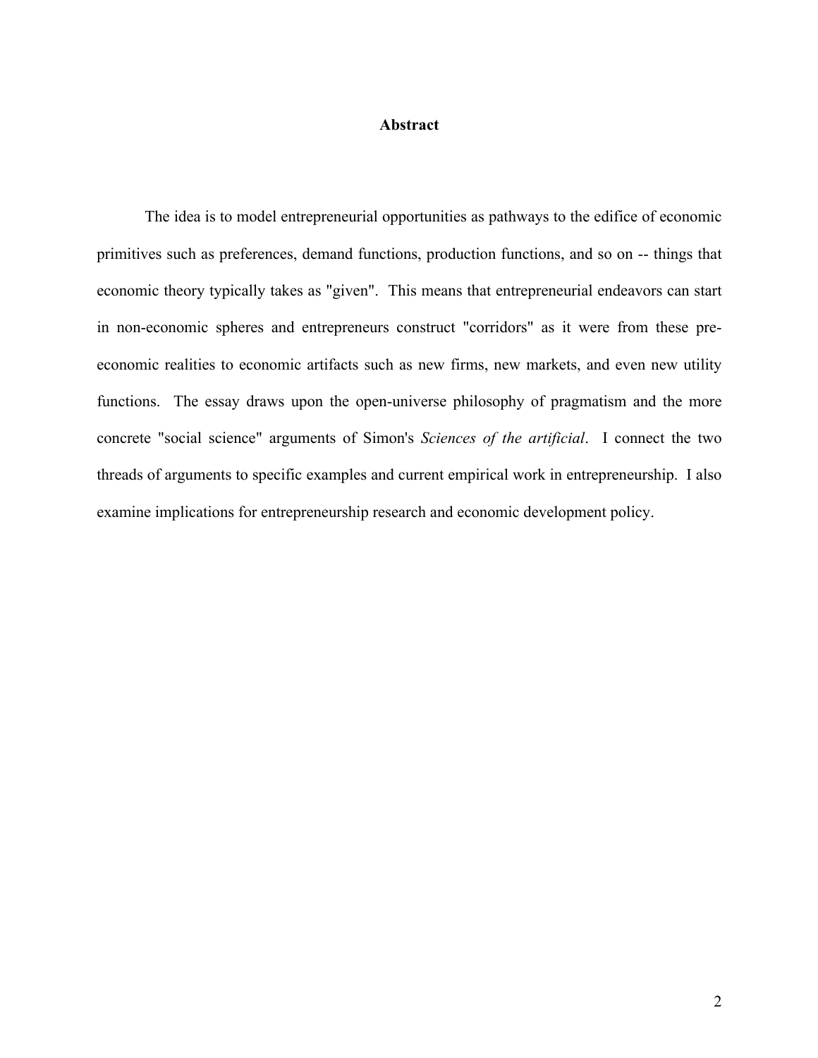## Abstract

The idea is to model entrepreneurial opportunities as pathways to the edifice of economic primitives such as preferences, demand functions, production functions, and so on -- things that economic theory typically takes as "given". This means that entrepreneurial endeavors can start in non-economic spheres and entrepreneurs construct "corridors" as it were from these pre-economic realities to economic artifacts such as new firms, new markets, and even new utility functions. The essay draws upon the open-universe philosophy of pragmatism and the more concrete "social science" arguments of Simon's *Sciences of the artificial*. I connect the two threads of arguments to specific examples and current empirical work in entrepreneurship. I also examine implications for entrepreneurship research and economic development policy.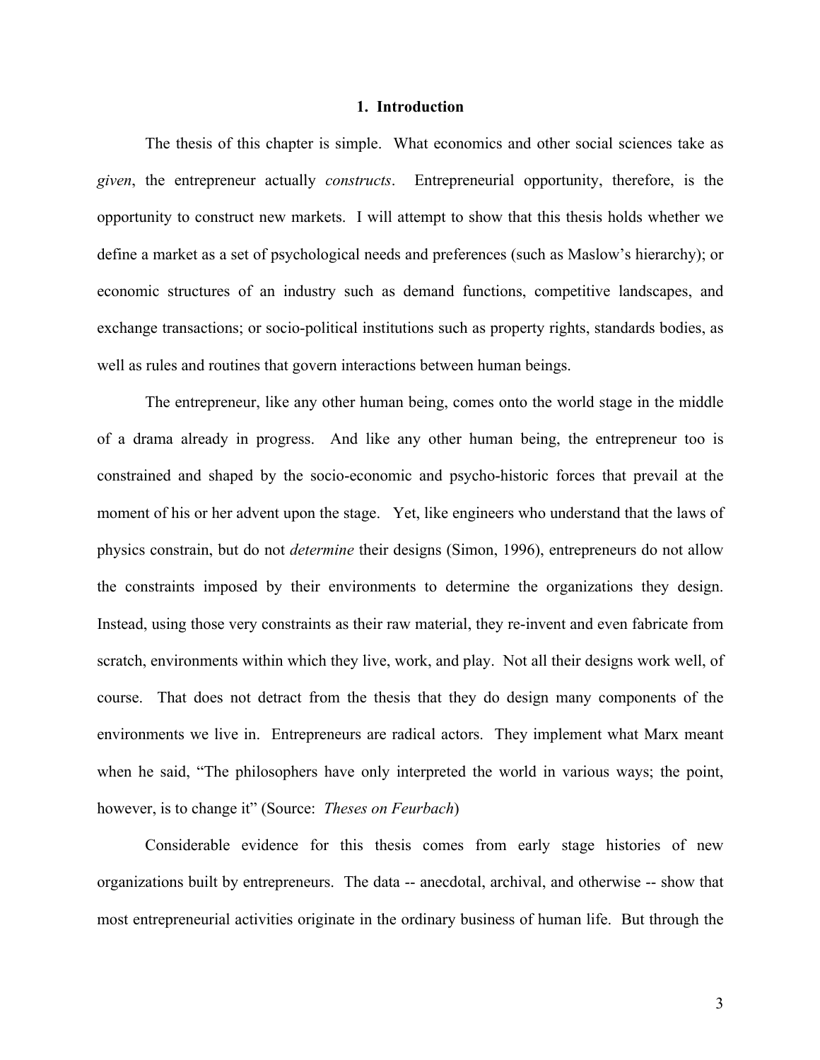## 1. Introduction

The thesis of this chapter is simple. What economics and other social sciences take as *given*, the entrepreneur actually *constructs*. Entrepreneurial opportunity, therefore, is the opportunity to construct new markets. I will attempt to show that this thesis holds whether we define a market as a set of psychological needs and preferences (such as Maslow's hierarchy); or economic structures of an industry such as demand functions, competitive landscapes, and exchange transactions; or socio-political institutions such as property rights, standards bodies, as well as rules and routines that govern interactions between human beings.

The entrepreneur, like any other human being, comes onto the world stage in the middle of a drama already in progress. And like any other human being, the entrepreneur too is constrained and shaped by the socio-economic and psycho-historic forces that prevail at the moment of his or her advent upon the stage. Yet, like engineers who understand that the laws of physics constrain, but do not *determine* their designs (Simon, 1996), entrepreneurs do not allow the constraints imposed by their environments to determine the organizations they design. Instead, using those very constraints as their raw material, they re-invent and even fabricate from scratch, environments within which they live, work, and play. Not all their designs work well, of course. That does not detract from the thesis that they do design many components of the environments we live in. Entrepreneurs are radical actors. They implement what Marx meant when he said, "The philosophers have only interpreted the world in various ways; the point, however, is to change it" (Source: *Theses on Feurbach*)

Considerable evidence for this thesis comes from early stage histories of new organizations built by entrepreneurs. The data -- anecdotal, archival, and otherwise -- show that most entrepreneurial activities originate in the ordinary business of human life. But through the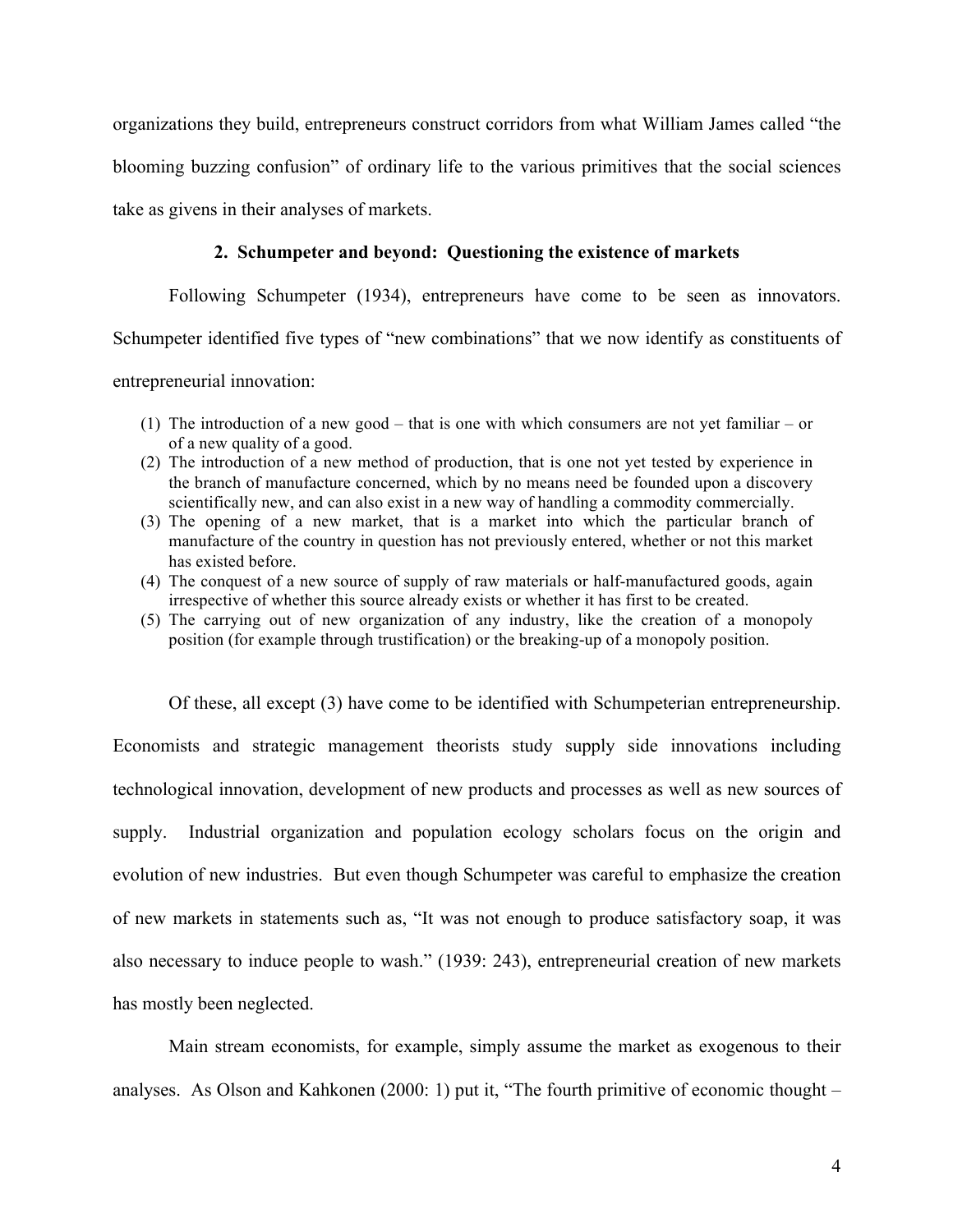organizations they build, entrepreneurs construct corridors from what William James called "the blooming buzzing confusion" of ordinary life to the various primitives that the social sciences take as givens in their analyses of markets.

## 2. Schumpeter and beyond: Questioning the existence of markets

Following Schumpeter (1934), entrepreneurs have come to be seen as innovators. Schumpeter identified five types of "new combinations" that we now identify as constituents of entrepreneurial innovation:

> (1) The introduction of a new good – that is one with which consumers are not yet familiar – or of a new quality of a good.
> (2) The introduction of a new method of production, that is one not yet tested by experience in the branch of manufacture concerned, which by no means need be founded upon a discovery scientifically new, and can also exist in a new way of handling a commodity commercially.
> (3) The opening of a new market, that is a market into which the particular branch of manufacture of the country in question has not previously entered, whether or not this market has existed before.
> (4) The conquest of a new source of supply of raw materials or half-manufactured goods, again irrespective of whether this source already exists or whether it has first to be created.
> (5) The carrying out of new organization of any industry, like the creation of a monopoly position (for example through trustification) or the breaking-up of a monopoly position.

Of these, all except (3) have come to be identified with Schumpeterian entrepreneurship. Economists and strategic management theorists study supply side innovations including technological innovation, development of new products and processes as well as new sources of supply. Industrial organization and population ecology scholars focus on the origin and evolution of new industries. But even though Schumpeter was careful to emphasize the creation of new markets in statements such as, "It was not enough to produce satisfactory soap, it was also necessary to induce people to wash." (1939: 243), entrepreneurial creation of new markets has mostly been neglected.

Main stream economists, for example, simply assume the market as exogenous to their analyses. As Olson and Kahkonen (2000: 1) put it, "The fourth primitive of economic thought –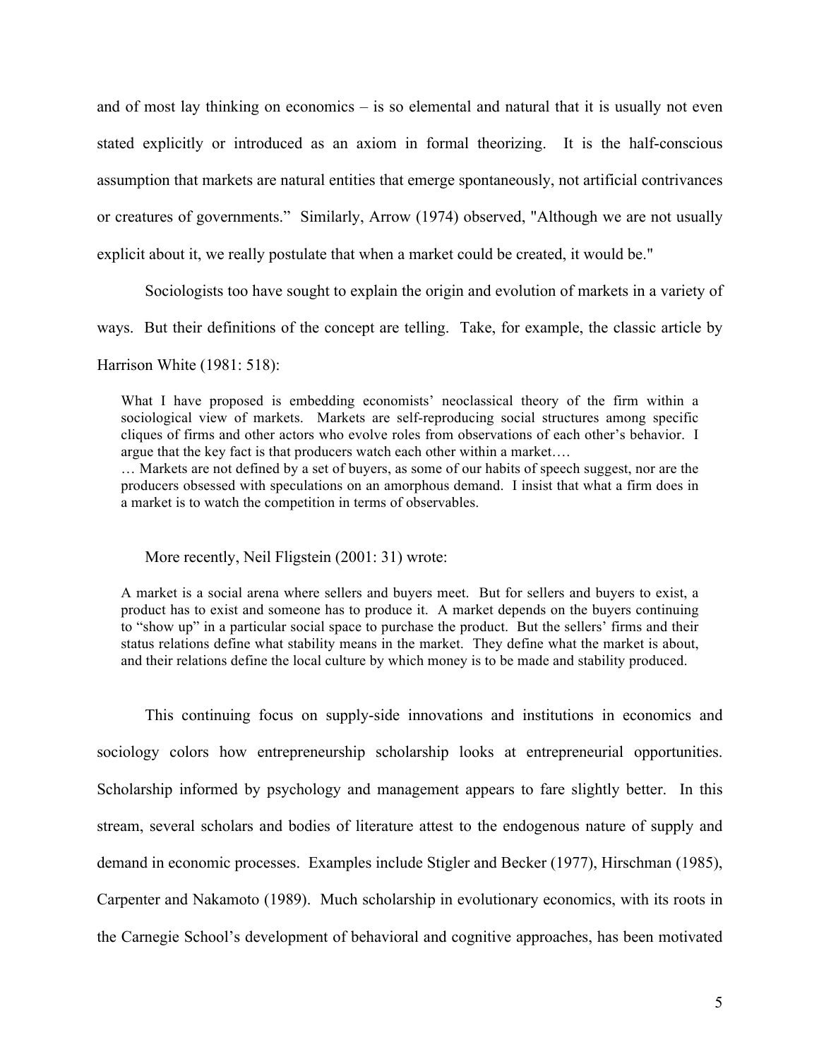and of most lay thinking on economics – is so elemental and natural that it is usually not even stated explicitly or introduced as an axiom in formal theorizing. It is the half-conscious assumption that markets are natural entities that emerge spontaneously, not artificial contrivances or creatures of governments." Similarly, Arrow (1974) observed, "Although we are not usually explicit about it, we really postulate that when a market could be created, it would be."

Sociologists too have sought to explain the origin and evolution of markets in a variety of ways. But their definitions of the concept are telling. Take, for example, the classic article by Harrison White (1981: 518):

> What I have proposed is embedding economists' neoclassical theory of the firm within a sociological view of markets. Markets are self-reproducing social structures among specific cliques of firms and other actors who evolve roles from observations of each other's behavior. I argue that the key fact is that producers watch each other within a market….
>
> … Markets are not defined by a set of buyers, as some of our habits of speech suggest, nor are the producers obsessed with speculations on an amorphous demand. I insist that what a firm does in a market is to watch the competition in terms of observables.

More recently, Neil Fligstein (2001: 31) wrote:

> A market is a social arena where sellers and buyers meet. But for sellers and buyers to exist, a product has to exist and someone has to produce it. A market depends on the buyers continuing to "show up" in a particular social space to purchase the product. But the sellers' firms and their status relations define what stability means in the market. They define what the market is about, and their relations define the local culture by which money is to be made and stability produced.

This continuing focus on supply-side innovations and institutions in economics and sociology colors how entrepreneurship scholarship looks at entrepreneurial opportunities. Scholarship informed by psychology and management appears to fare slightly better. In this stream, several scholars and bodies of literature attest to the endogenous nature of supply and demand in economic processes. Examples include Stigler and Becker (1977), Hirschman (1985), Carpenter and Nakamoto (1989). Much scholarship in evolutionary economics, with its roots in the Carnegie School's development of behavioral and cognitive approaches, has been motivated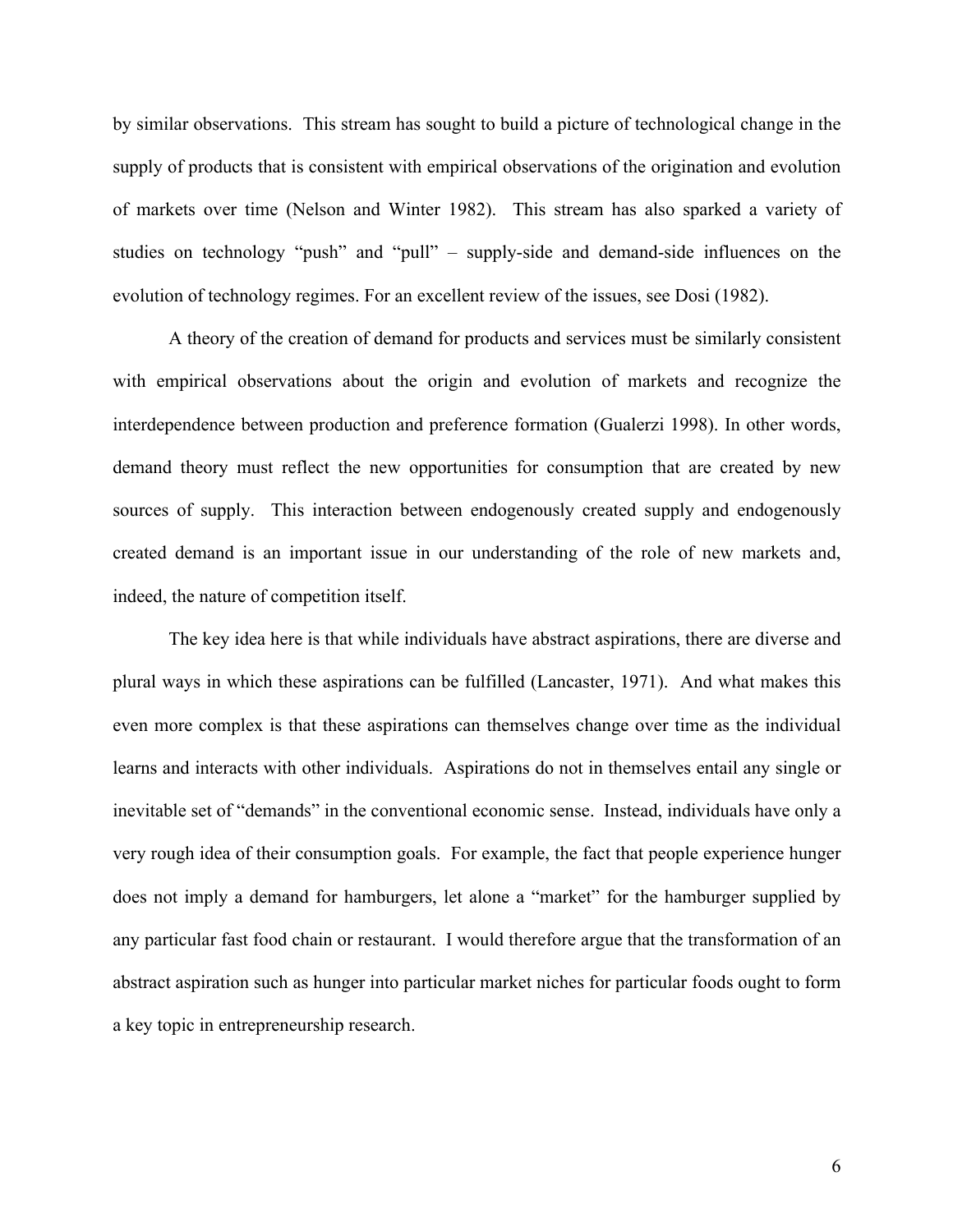by similar observations. This stream has sought to build a picture of technological change in the supply of products that is consistent with empirical observations of the origination and evolution of markets over time (Nelson and Winter 1982). This stream has also sparked a variety of studies on technology "push" and "pull" – supply-side and demand-side influences on the evolution of technology regimes. For an excellent review of the issues, see Dosi (1982).

A theory of the creation of demand for products and services must be similarly consistent with empirical observations about the origin and evolution of markets and recognize the interdependence between production and preference formation (Gualerzi 1998). In other words, demand theory must reflect the new opportunities for consumption that are created by new sources of supply. This interaction between endogenously created supply and endogenously created demand is an important issue in our understanding of the role of new markets and, indeed, the nature of competition itself.

The key idea here is that while individuals have abstract aspirations, there are diverse and plural ways in which these aspirations can be fulfilled (Lancaster, 1971). And what makes this even more complex is that these aspirations can themselves change over time as the individual learns and interacts with other individuals. Aspirations do not in themselves entail any single or inevitable set of "demands" in the conventional economic sense. Instead, individuals have only a very rough idea of their consumption goals. For example, the fact that people experience hunger does not imply a demand for hamburgers, let alone a "market" for the hamburger supplied by any particular fast food chain or restaurant. I would therefore argue that the transformation of an abstract aspiration such as hunger into particular market niches for particular foods ought to form a key topic in entrepreneurship research.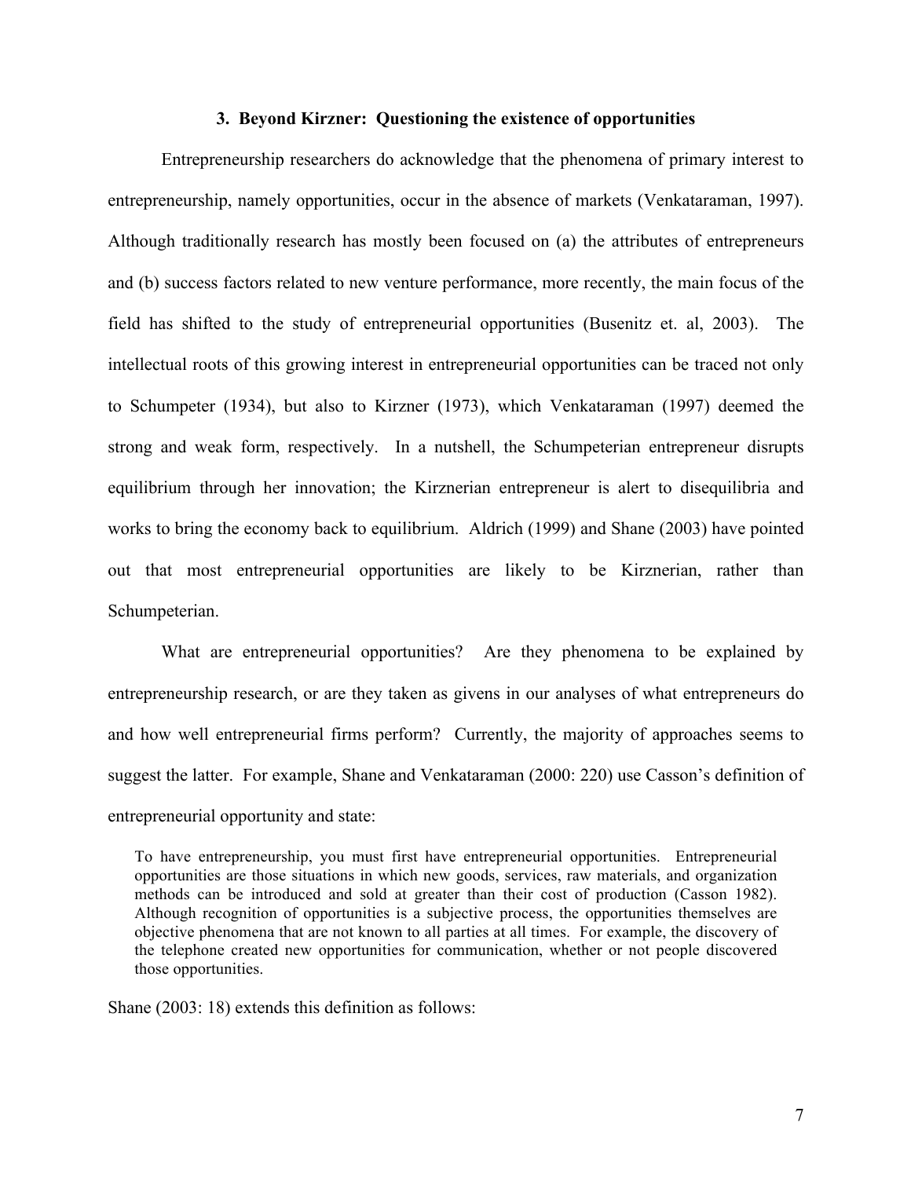### 3. Beyond Kirzner: Questioning the existence of opportunities

Entrepreneurship researchers do acknowledge that the phenomena of primary interest to entrepreneurship, namely opportunities, occur in the absence of markets (Venkataraman, 1997). Although traditionally research has mostly been focused on (a) the attributes of entrepreneurs and (b) success factors related to new venture performance, more recently, the main focus of the field has shifted to the study of entrepreneurial opportunities (Busenitz et. al, 2003). The intellectual roots of this growing interest in entrepreneurial opportunities can be traced not only to Schumpeter (1934), but also to Kirzner (1973), which Venkataraman (1997) deemed the strong and weak form, respectively. In a nutshell, the Schumpeterian entrepreneur disrupts equilibrium through her innovation; the Kirznerian entrepreneur is alert to disequilibria and works to bring the economy back to equilibrium. Aldrich (1999) and Shane (2003) have pointed out that most entrepreneurial opportunities are likely to be Kirznerian, rather than Schumpeterian.

What are entrepreneurial opportunities? Are they phenomena to be explained by entrepreneurship research, or are they taken as givens in our analyses of what entrepreneurs do and how well entrepreneurial firms perform? Currently, the majority of approaches seems to suggest the latter. For example, Shane and Venkataraman (2000: 220) use Casson's definition of entrepreneurial opportunity and state:

> To have entrepreneurship, you must first have entrepreneurial opportunities. Entrepreneurial opportunities are those situations in which new goods, services, raw materials, and organization methods can be introduced and sold at greater than their cost of production (Casson 1982). Although recognition of opportunities is a subjective process, the opportunities themselves are objective phenomena that are not known to all parties at all times. For example, the discovery of the telephone created new opportunities for communication, whether or not people discovered those opportunities.

Shane (2003: 18) extends this definition as follows: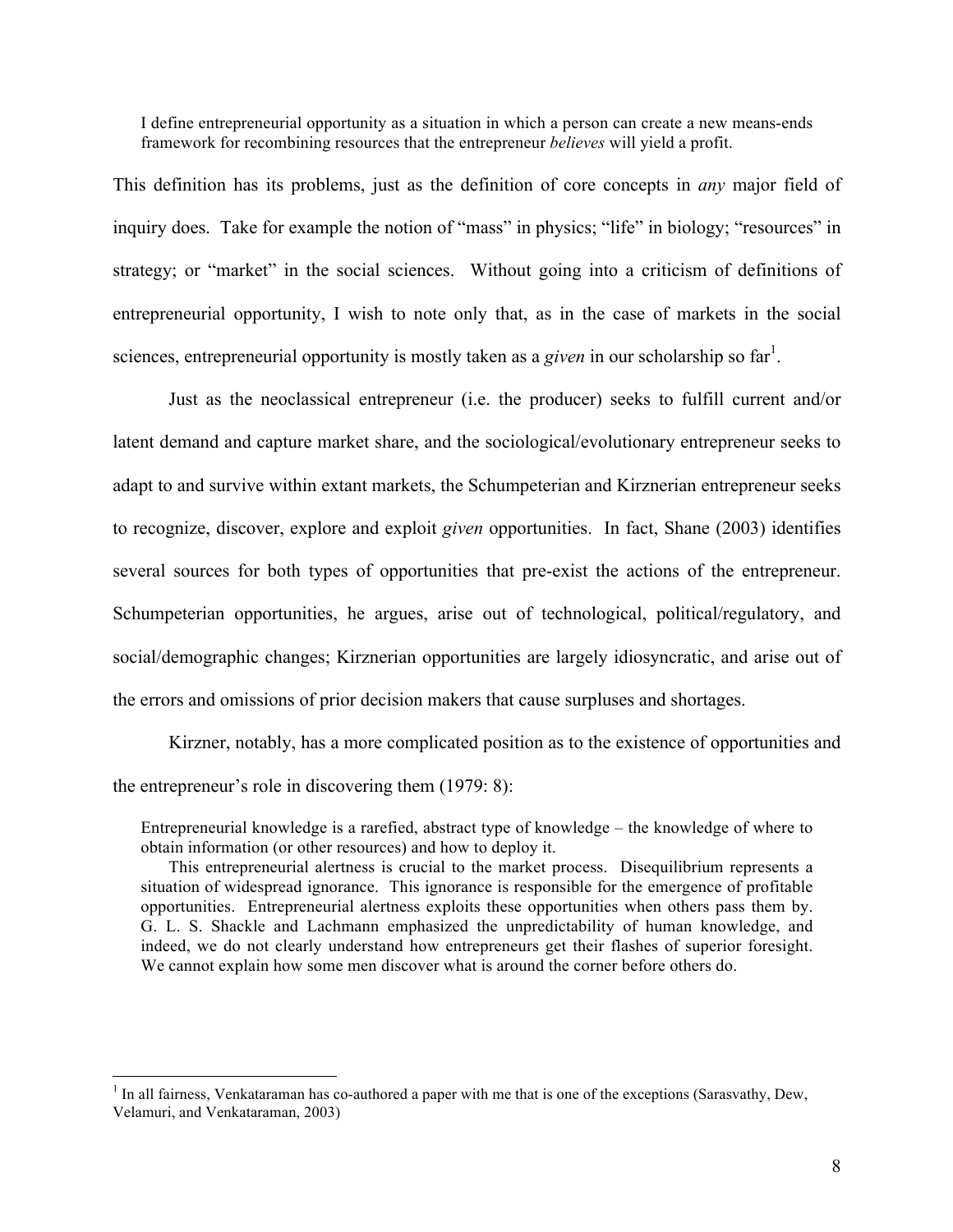> I define entrepreneurial opportunity as a situation in which a person can create a new means-ends framework for recombining resources that the entrepreneur *believes* will yield a profit.

This definition has its problems, just as the definition of core concepts in *any* major field of inquiry does. Take for example the notion of "mass" in physics; "life" in biology; "resources" in strategy; or "market" in the social sciences. Without going into a criticism of definitions of entrepreneurial opportunity, I wish to note only that, as in the case of markets in the social sciences, entrepreneurial opportunity is mostly taken as a *given* in our scholarship so far[1].

Just as the neoclassical entrepreneur (i.e. the producer) seeks to fulfill current and/or latent demand and capture market share, and the sociological/evolutionary entrepreneur seeks to adapt to and survive within extant markets, the Schumpeterian and Kirznerian entrepreneur seeks to recognize, discover, explore and exploit *given* opportunities. In fact, Shane (2003) identifies several sources for both types of opportunities that pre-exist the actions of the entrepreneur. Schumpeterian opportunities, he argues, arise out of technological, political/regulatory, and social/demographic changes; Kirznerian opportunities are largely idiosyncratic, and arise out of the errors and omissions of prior decision makers that cause surpluses and shortages.

Kirzner, notably, has a more complicated position as to the existence of opportunities and the entrepreneur's role in discovering them (1979: 8):

> Entrepreneurial knowledge is a rarefied, abstract type of knowledge – the knowledge of where to obtain information (or other resources) and how to deploy it.
>
> This entrepreneurial alertness is crucial to the market process. Disequilibrium represents a situation of widespread ignorance. This ignorance is responsible for the emergence of profitable opportunities. Entrepreneurial alertness exploits these opportunities when others pass them by. G. L. S. Shackle and Lachmann emphasized the unpredictability of human knowledge, and indeed, we do not clearly understand how entrepreneurs get their flashes of superior foresight. We cannot explain how some men discover what is around the corner before others do.

---

[1] In all fairness, Venkataraman has co-authored a paper with me that is one of the exceptions (Sarasvathy, Dew, Velamuri, and Venkataraman, 2003)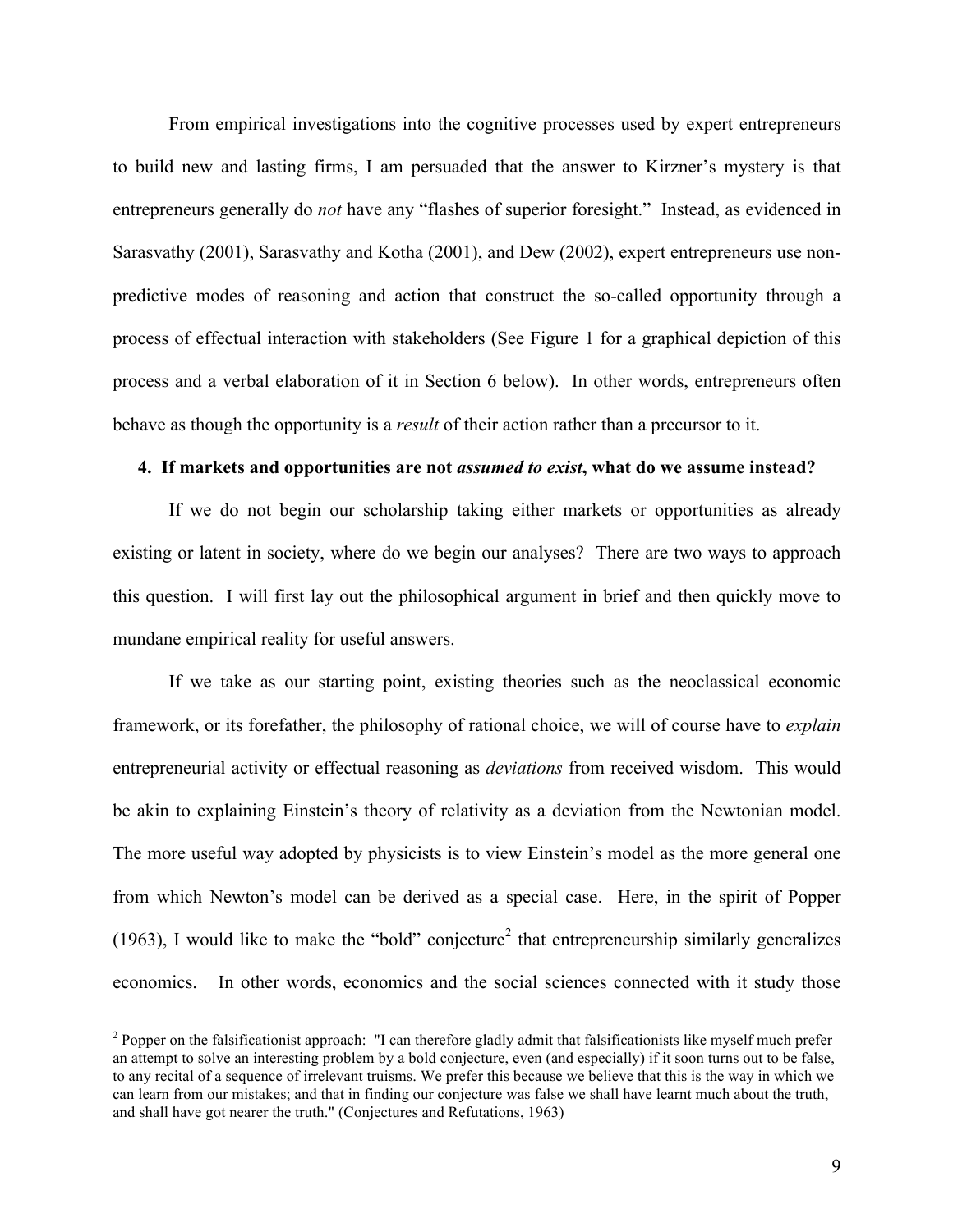From empirical investigations into the cognitive processes used by expert entrepreneurs to build new and lasting firms, I am persuaded that the answer to Kirzner's mystery is that entrepreneurs generally do *not* have any "flashes of superior foresight." Instead, as evidenced in Sarasvathy (2001), Sarasvathy and Kotha (2001), and Dew (2002), expert entrepreneurs use non-predictive modes of reasoning and action that construct the so-called opportunity through a process of effectual interaction with stakeholders (See Figure 1 for a graphical depiction of this process and a verbal elaboration of it in Section 6 below). In other words, entrepreneurs often behave as though the opportunity is a *result* of their action rather than a precursor to it.

## 4. If markets and opportunities are not *assumed to exist*, what do we assume instead?

If we do not begin our scholarship taking either markets or opportunities as already existing or latent in society, where do we begin our analyses? There are two ways to approach this question. I will first lay out the philosophical argument in brief and then quickly move to mundane empirical reality for useful answers.

If we take as our starting point, existing theories such as the neoclassical economic framework, or its forefather, the philosophy of rational choice, we will of course have to *explain* entrepreneurial activity or effectual reasoning as *deviations* from received wisdom. This would be akin to explaining Einstein's theory of relativity as a deviation from the Newtonian model. The more useful way adopted by physicists is to view Einstein's model as the more general one from which Newton's model can be derived as a special case. Here, in the spirit of Popper (1963), I would like to make the "bold" conjecture[2] that entrepreneurship similarly generalizes economics. In other words, economics and the social sciences connected with it study those

[2] Popper on the falsificationist approach: "I can therefore gladly admit that falsificationists like myself much prefer an attempt to solve an interesting problem by a bold conjecture, even (and especially) if it soon turns out to be false, to any recital of a sequence of irrelevant truisms. We prefer this because we believe that this is the way in which we can learn from our mistakes; and that in finding our conjecture was false we shall have learnt much about the truth, and shall have got nearer the truth." (Conjectures and Refutations, 1963)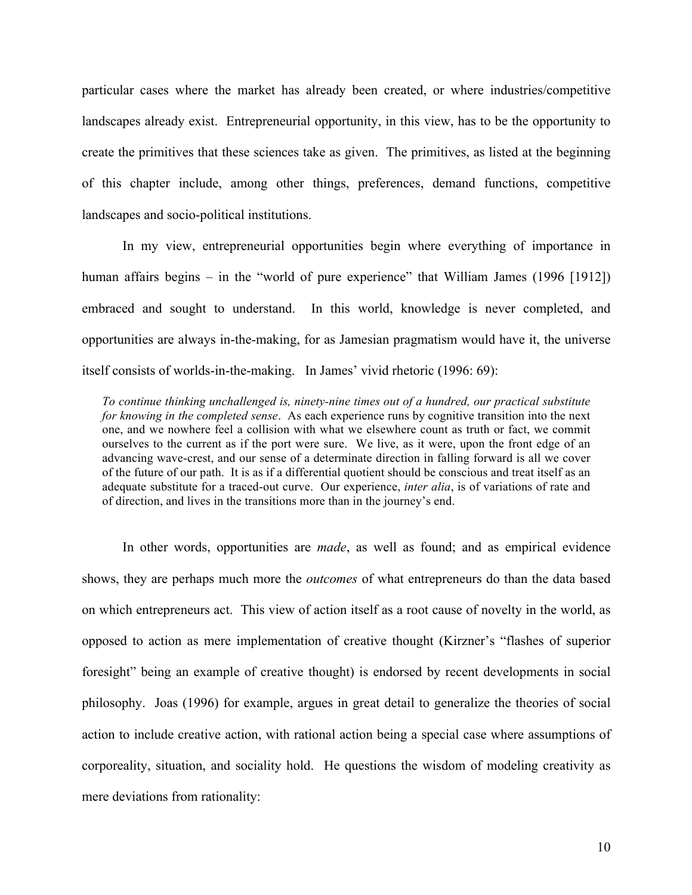particular cases where the market has already been created, or where industries/competitive landscapes already exist. Entrepreneurial opportunity, in this view, has to be the opportunity to create the primitives that these sciences take as given. The primitives, as listed at the beginning of this chapter include, among other things, preferences, demand functions, competitive landscapes and socio-political institutions.

In my view, entrepreneurial opportunities begin where everything of importance in human affairs begins – in the "world of pure experience" that William James (1996 [1912]) embraced and sought to understand. In this world, knowledge is never completed, and opportunities are always in-the-making, for as Jamesian pragmatism would have it, the universe itself consists of worlds-in-the-making. In James' vivid rhetoric (1996: 69):

> *To continue thinking unchallenged is, ninety-nine times out of a hundred, our practical substitute for knowing in the completed sense*. As each experience runs by cognitive transition into the next one, and we nowhere feel a collision with what we elsewhere count as truth or fact, we commit ourselves to the current as if the port were sure. We live, as it were, upon the front edge of an advancing wave-crest, and our sense of a determinate direction in falling forward is all we cover of the future of our path. It is as if a differential quotient should be conscious and treat itself as an adequate substitute for a traced-out curve. Our experience, *inter alia*, is of variations of rate and of direction, and lives in the transitions more than in the journey's end.

In other words, opportunities are *made*, as well as found; and as empirical evidence shows, they are perhaps much more the *outcomes* of what entrepreneurs do than the data based on which entrepreneurs act. This view of action itself as a root cause of novelty in the world, as opposed to action as mere implementation of creative thought (Kirzner's "flashes of superior foresight" being an example of creative thought) is endorsed by recent developments in social philosophy. Joas (1996) for example, argues in great detail to generalize the theories of social action to include creative action, with rational action being a special case where assumptions of corporeality, situation, and sociality hold. He questions the wisdom of modeling creativity as mere deviations from rationality: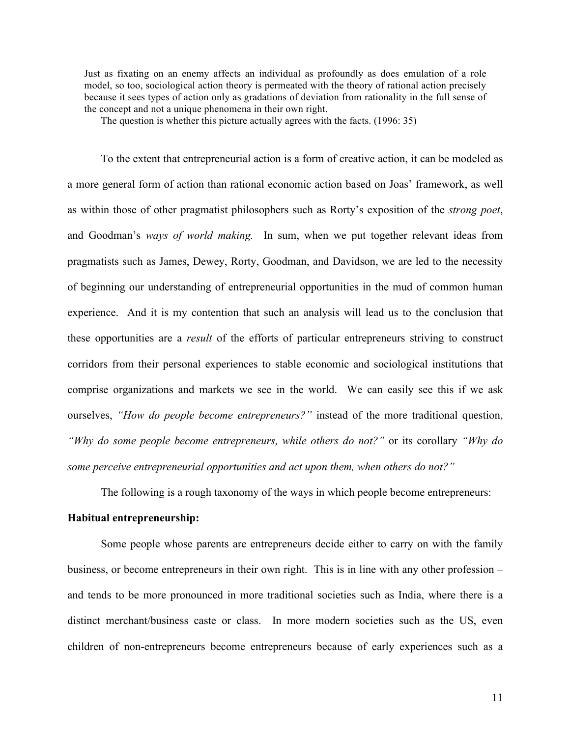> Just as fixating on an enemy affects an individual as profoundly as does emulation of a role model, so too, sociological action theory is permeated with the theory of rational action precisely because it sees types of action only as gradations of deviation from rationality in the full sense of the concept and not a unique phenomena in their own right.
>
> The question is whether this picture actually agrees with the facts. (1996: 35)

To the extent that entrepreneurial action is a form of creative action, it can be modeled as a more general form of action than rational economic action based on Joas' framework, as well as within those of other pragmatist philosophers such as Rorty's exposition of the *strong poet*, and Goodman's *ways of world making.* In sum, when we put together relevant ideas from pragmatists such as James, Dewey, Rorty, Goodman, and Davidson, we are led to the necessity of beginning our understanding of entrepreneurial opportunities in the mud of common human experience. And it is my contention that such an analysis will lead us to the conclusion that these opportunities are a *result* of the efforts of particular entrepreneurs striving to construct corridors from their personal experiences to stable economic and sociological institutions that comprise organizations and markets we see in the world. We can easily see this if we ask ourselves, *"How do people become entrepreneurs?"* instead of the more traditional question, *"Why do some people become entrepreneurs, while others do not?"* or its corollary *"Why do some perceive entrepreneurial opportunities and act upon them, when others do not?"*

The following is a rough taxonomy of the ways in which people become entrepreneurs:

**Habitual entrepreneurship:**

Some people whose parents are entrepreneurs decide either to carry on with the family business, or become entrepreneurs in their own right. This is in line with any other profession – and tends to be more pronounced in more traditional societies such as India, where there is a distinct merchant/business caste or class. In more modern societies such as the US, even children of non-entrepreneurs become entrepreneurs because of early experiences such as a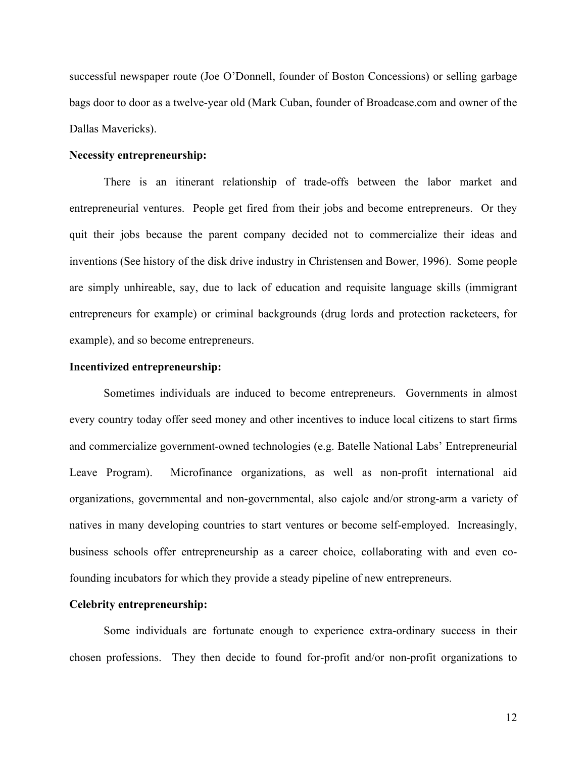successful newspaper route (Joe O'Donnell, founder of Boston Concessions) or selling garbage bags door to door as a twelve-year old (Mark Cuban, founder of Broadcase.com and owner of the Dallas Mavericks).

**Necessity entrepreneurship:**

There is an itinerant relationship of trade-offs between the labor market and entrepreneurial ventures. People get fired from their jobs and become entrepreneurs. Or they quit their jobs because the parent company decided not to commercialize their ideas and inventions (See history of the disk drive industry in Christensen and Bower, 1996). Some people are simply unhireable, say, due to lack of education and requisite language skills (immigrant entrepreneurs for example) or criminal backgrounds (drug lords and protection racketeers, for example), and so become entrepreneurs.

**Incentivized entrepreneurship:**

Sometimes individuals are induced to become entrepreneurs. Governments in almost every country today offer seed money and other incentives to induce local citizens to start firms and commercialize government-owned technologies (e.g. Batelle National Labs' Entrepreneurial Leave Program). Microfinance organizations, as well as non-profit international aid organizations, governmental and non-governmental, also cajole and/or strong-arm a variety of natives in many developing countries to start ventures or become self-employed. Increasingly, business schools offer entrepreneurship as a career choice, collaborating with and even co-founding incubators for which they provide a steady pipeline of new entrepreneurs.

**Celebrity entrepreneurship:**

Some individuals are fortunate enough to experience extra-ordinary success in their chosen professions. They then decide to found for-profit and/or non-profit organizations to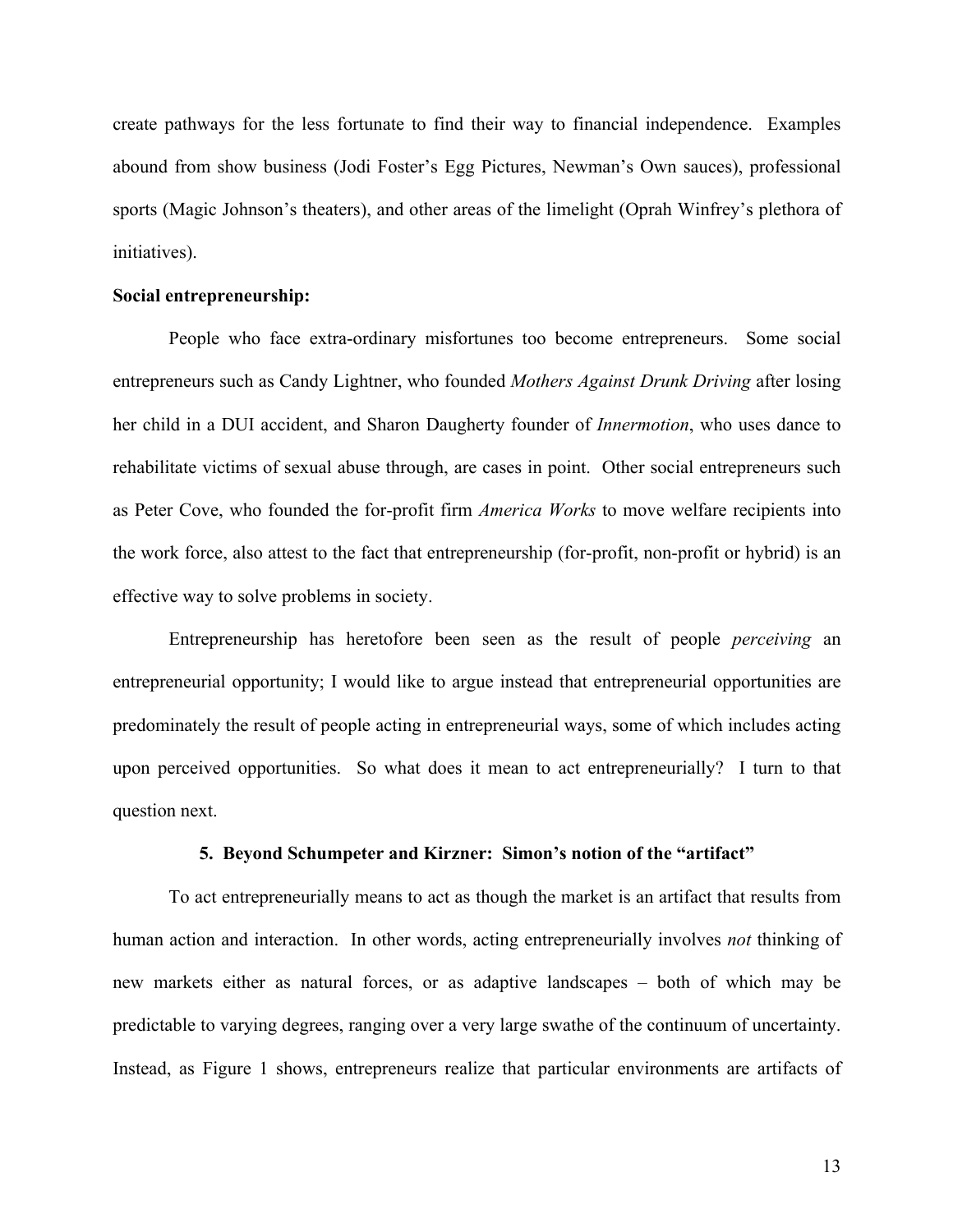create pathways for the less fortunate to find their way to financial independence. Examples abound from show business (Jodi Foster's Egg Pictures, Newman's Own sauces), professional sports (Magic Johnson's theaters), and other areas of the limelight (Oprah Winfrey's plethora of initiatives).

**Social entrepreneurship:**

People who face extra-ordinary misfortunes too become entrepreneurs. Some social entrepreneurs such as Candy Lightner, who founded *Mothers Against Drunk Driving* after losing her child in a DUI accident, and Sharon Daugherty founder of *Innermotion*, who uses dance to rehabilitate victims of sexual abuse through, are cases in point. Other social entrepreneurs such as Peter Cove, who founded the for-profit firm *America Works* to move welfare recipients into the work force, also attest to the fact that entrepreneurship (for-profit, non-profit or hybrid) is an effective way to solve problems in society.

Entrepreneurship has heretofore been seen as the result of people *perceiving* an entrepreneurial opportunity; I would like to argue instead that entrepreneurial opportunities are predominately the result of people acting in entrepreneurial ways, some of which includes acting upon perceived opportunities. So what does it mean to act entrepreneurially? I turn to that question next.

## 5. Beyond Schumpeter and Kirzner: Simon's notion of the "artifact"

To act entrepreneurially means to act as though the market is an artifact that results from human action and interaction. In other words, acting entrepreneurially involves *not* thinking of new markets either as natural forces, or as adaptive landscapes – both of which may be predictable to varying degrees, ranging over a very large swathe of the continuum of uncertainty. Instead, as Figure 1 shows, entrepreneurs realize that particular environments are artifacts of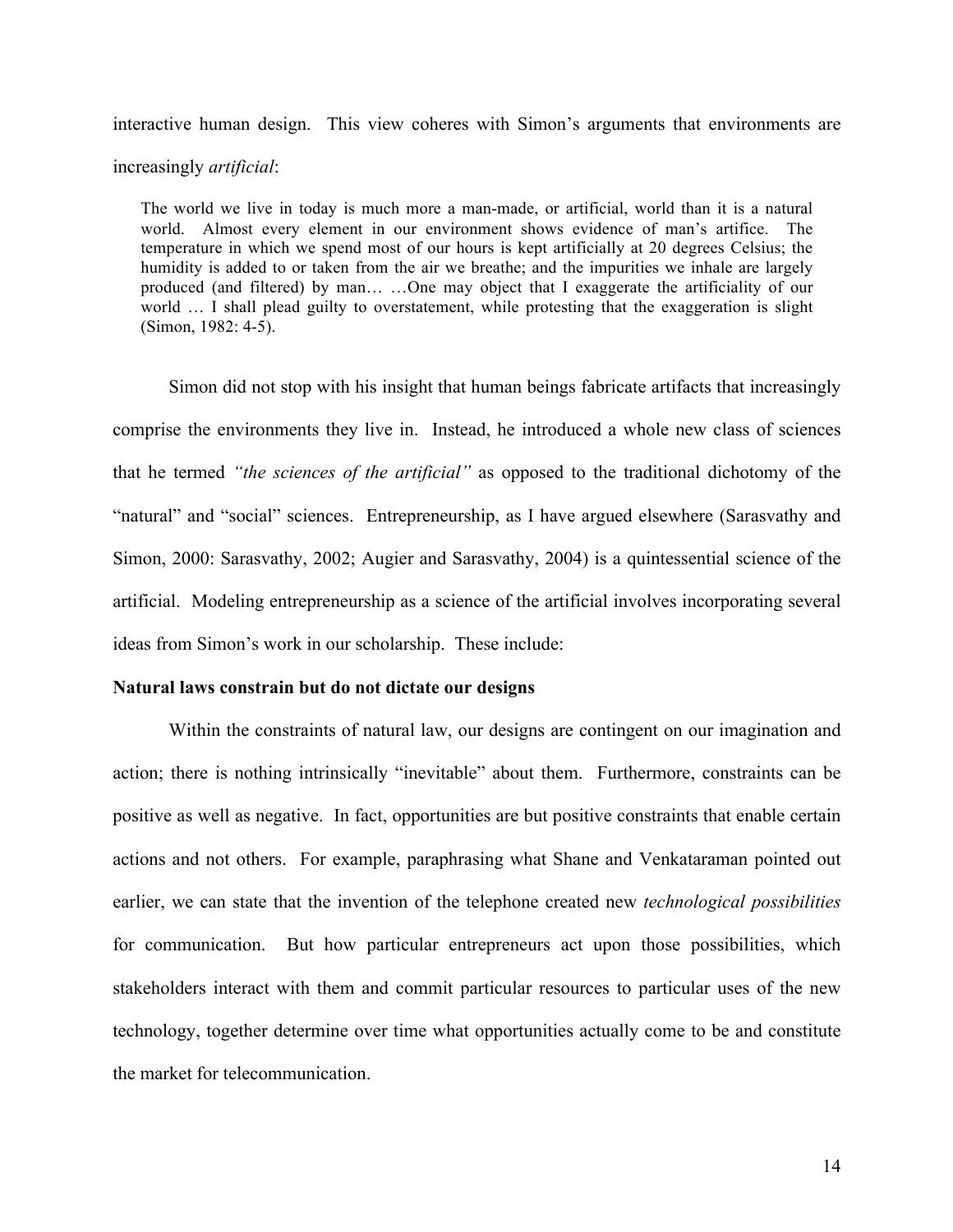interactive human design. This view coheres with Simon's arguments that environments are increasingly *artificial*:

> The world we live in today is much more a man-made, or artificial, world than it is a natural world. Almost every element in our environment shows evidence of man's artifice. The temperature in which we spend most of our hours is kept artificially at 20 degrees Celsius; the humidity is added to or taken from the air we breathe; and the impurities we inhale are largely produced (and filtered) by man… …One may object that I exaggerate the artificiality of our world … I shall plead guilty to overstatement, while protesting that the exaggeration is slight (Simon, 1982: 4-5).

Simon did not stop with his insight that human beings fabricate artifacts that increasingly comprise the environments they live in. Instead, he introduced a whole new class of sciences that he termed *"the sciences of the artificial"* as opposed to the traditional dichotomy of the "natural" and "social" sciences. Entrepreneurship, as I have argued elsewhere (Sarasvathy and Simon, 2000: Sarasvathy, 2002; Augier and Sarasvathy, 2004) is a quintessential science of the artificial. Modeling entrepreneurship as a science of the artificial involves incorporating several ideas from Simon's work in our scholarship. These include:

**Natural laws constrain but do not dictate our designs**

Within the constraints of natural law, our designs are contingent on our imagination and action; there is nothing intrinsically "inevitable" about them. Furthermore, constraints can be positive as well as negative. In fact, opportunities are but positive constraints that enable certain actions and not others. For example, paraphrasing what Shane and Venkataraman pointed out earlier, we can state that the invention of the telephone created new *technological possibilities* for communication. But how particular entrepreneurs act upon those possibilities, which stakeholders interact with them and commit particular resources to particular uses of the new technology, together determine over time what opportunities actually come to be and constitute the market for telecommunication.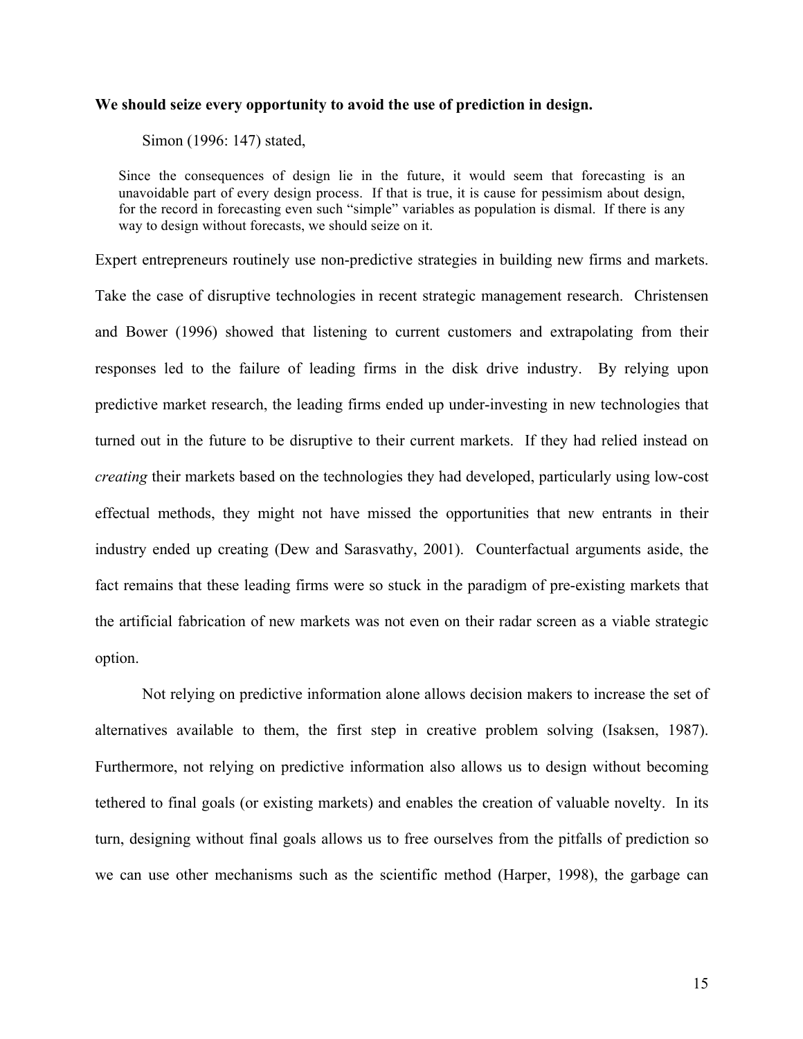**We should seize every opportunity to avoid the use of prediction in design.**

Simon (1996: 147) stated,

> Since the consequences of design lie in the future, it would seem that forecasting is an unavoidable part of every design process. If that is true, it is cause for pessimism about design, for the record in forecasting even such "simple" variables as population is dismal. If there is any way to design without forecasts, we should seize on it.

Expert entrepreneurs routinely use non-predictive strategies in building new firms and markets. Take the case of disruptive technologies in recent strategic management research. Christensen and Bower (1996) showed that listening to current customers and extrapolating from their responses led to the failure of leading firms in the disk drive industry. By relying upon predictive market research, the leading firms ended up under-investing in new technologies that turned out in the future to be disruptive to their current markets. If they had relied instead on *creating* their markets based on the technologies they had developed, particularly using low-cost effectual methods, they might not have missed the opportunities that new entrants in their industry ended up creating (Dew and Sarasvathy, 2001). Counterfactual arguments aside, the fact remains that these leading firms were so stuck in the paradigm of pre-existing markets that the artificial fabrication of new markets was not even on their radar screen as a viable strategic option.

Not relying on predictive information alone allows decision makers to increase the set of alternatives available to them, the first step in creative problem solving (Isaksen, 1987). Furthermore, not relying on predictive information also allows us to design without becoming tethered to final goals (or existing markets) and enables the creation of valuable novelty. In its turn, designing without final goals allows us to free ourselves from the pitfalls of prediction so we can use other mechanisms such as the scientific method (Harper, 1998), the garbage can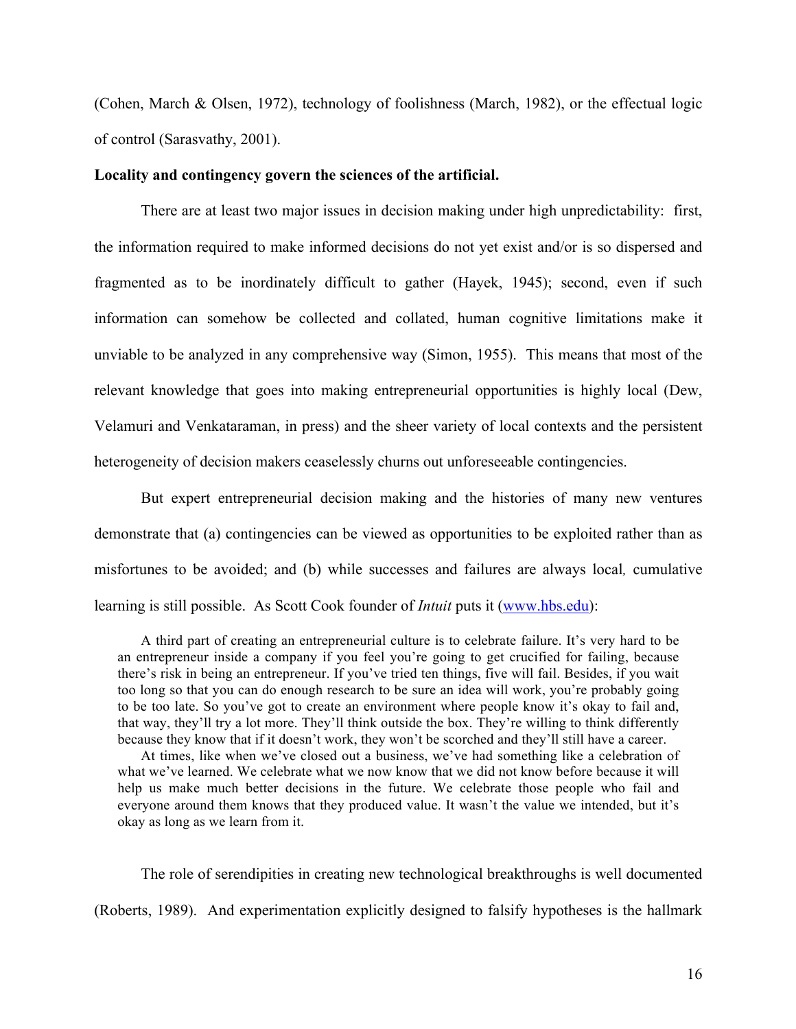(Cohen, March & Olsen, 1972), technology of foolishness (March, 1982), or the effectual logic of control (Sarasvathy, 2001).

**Locality and contingency govern the sciences of the artificial.**

There are at least two major issues in decision making under high unpredictability: first, the information required to make informed decisions do not yet exist and/or is so dispersed and fragmented as to be inordinately difficult to gather (Hayek, 1945); second, even if such information can somehow be collected and collated, human cognitive limitations make it unviable to be analyzed in any comprehensive way (Simon, 1955). This means that most of the relevant knowledge that goes into making entrepreneurial opportunities is highly local (Dew, Velamuri and Venkataraman, in press) and the sheer variety of local contexts and the persistent heterogeneity of decision makers ceaselessly churns out unforeseeable contingencies.

But expert entrepreneurial decision making and the histories of many new ventures demonstrate that (a) contingencies can be viewed as opportunities to be exploited rather than as misfortunes to be avoided; and (b) while successes and failures are always local*,* cumulative learning is still possible. As Scott Cook founder of *Intuit* puts it (www.hbs.edu):

> A third part of creating an entrepreneurial culture is to celebrate failure. It's very hard to be an entrepreneur inside a company if you feel you're going to get crucified for failing, because there's risk in being an entrepreneur. If you've tried ten things, five will fail. Besides, if you wait too long so that you can do enough research to be sure an idea will work, you're probably going to be too late. So you've got to create an environment where people know it's okay to fail and, that way, they'll try a lot more. They'll think outside the box. They're willing to think differently because they know that if it doesn't work, they won't be scorched and they'll still have a career.
>
> At times, like when we've closed out a business, we've had something like a celebration of what we've learned. We celebrate what we now know that we did not know before because it will help us make much better decisions in the future. We celebrate those people who fail and everyone around them knows that they produced value. It wasn't the value we intended, but it's okay as long as we learn from it.

The role of serendipities in creating new technological breakthroughs is well documented (Roberts, 1989). And experimentation explicitly designed to falsify hypotheses is the hallmark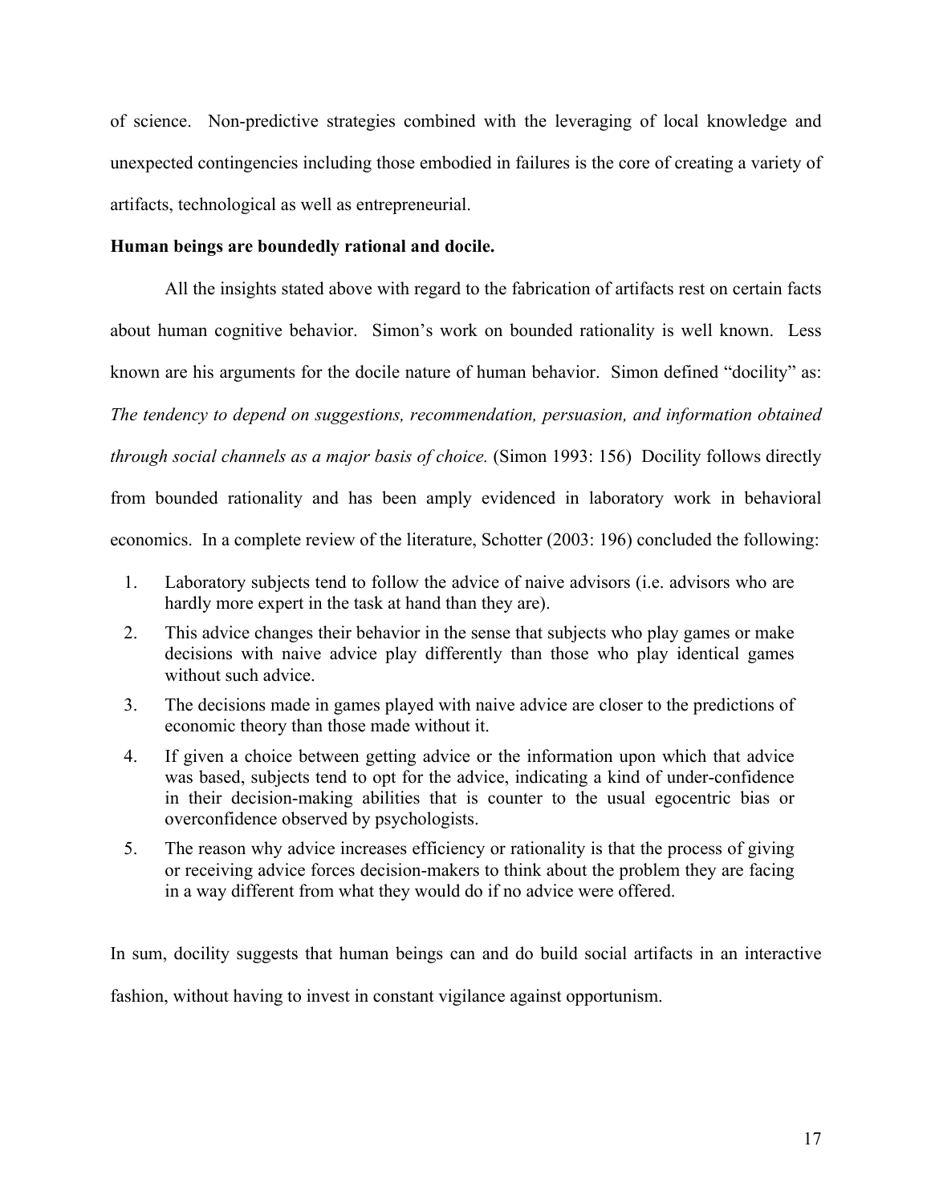of science. Non-predictive strategies combined with the leveraging of local knowledge and unexpected contingencies including those embodied in failures is the core of creating a variety of artifacts, technological as well as entrepreneurial.

**Human beings are boundedly rational and docile.**

All the insights stated above with regard to the fabrication of artifacts rest on certain facts about human cognitive behavior. Simon's work on bounded rationality is well known. Less known are his arguments for the docile nature of human behavior. Simon defined "docility" as: *The tendency to depend on suggestions, recommendation, persuasion, and information obtained through social channels as a major basis of choice.* (Simon 1993: 156) Docility follows directly from bounded rationality and has been amply evidenced in laboratory work in behavioral economics. In a complete review of the literature, Schotter (2003: 196) concluded the following:

1. Laboratory subjects tend to follow the advice of naive advisors (i.e. advisors who are hardly more expert in the task at hand than they are).
2. This advice changes their behavior in the sense that subjects who play games or make decisions with naive advice play differently than those who play identical games without such advice.
3. The decisions made in games played with naive advice are closer to the predictions of economic theory than those made without it.
4. If given a choice between getting advice or the information upon which that advice was based, subjects tend to opt for the advice, indicating a kind of under-confidence in their decision-making abilities that is counter to the usual egocentric bias or overconfidence observed by psychologists.
5. The reason why advice increases efficiency or rationality is that the process of giving or receiving advice forces decision-makers to think about the problem they are facing in a way different from what they would do if no advice were offered.

In sum, docility suggests that human beings can and do build social artifacts in an interactive fashion, without having to invest in constant vigilance against opportunism.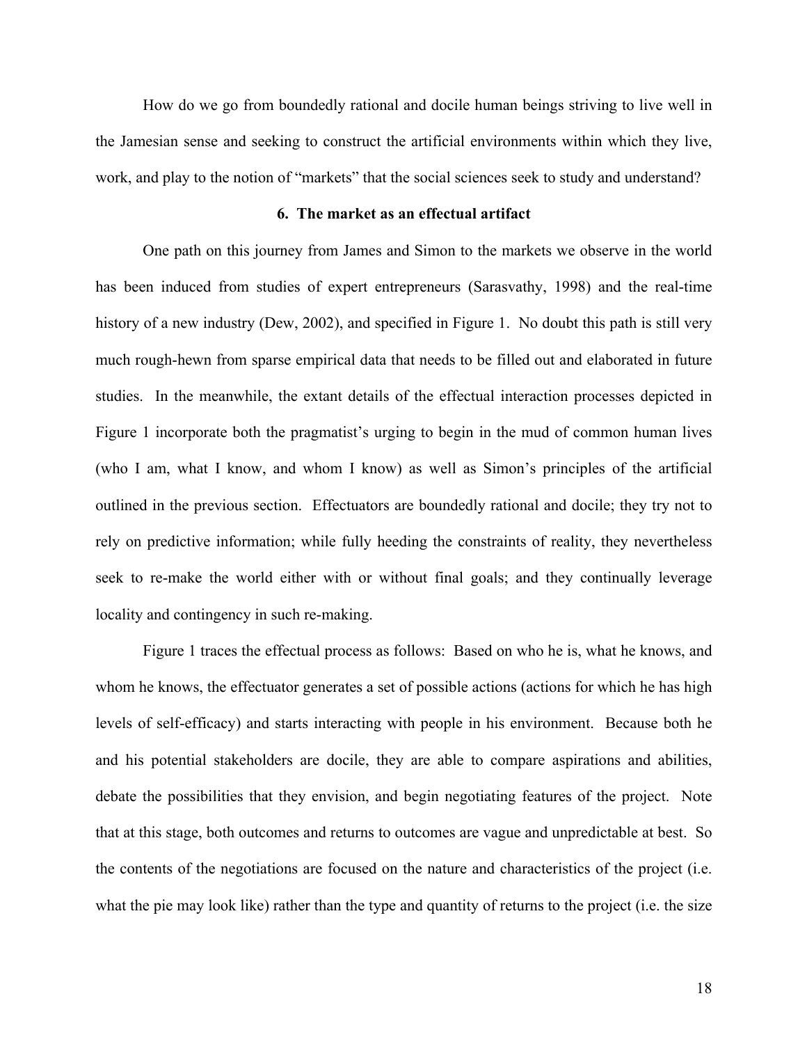How do we go from boundedly rational and docile human beings striving to live well in the Jamesian sense and seeking to construct the artificial environments within which they live, work, and play to the notion of "markets" that the social sciences seek to study and understand?

## 6. The market as an effectual artifact

One path on this journey from James and Simon to the markets we observe in the world has been induced from studies of expert entrepreneurs (Sarasvathy, 1998) and the real-time history of a new industry (Dew, 2002), and specified in Figure 1. No doubt this path is still very much rough-hewn from sparse empirical data that needs to be filled out and elaborated in future studies. In the meanwhile, the extant details of the effectual interaction processes depicted in Figure 1 incorporate both the pragmatist's urging to begin in the mud of common human lives (who I am, what I know, and whom I know) as well as Simon's principles of the artificial outlined in the previous section. Effectuators are boundedly rational and docile; they try not to rely on predictive information; while fully heeding the constraints of reality, they nevertheless seek to re-make the world either with or without final goals; and they continually leverage locality and contingency in such re-making.

Figure 1 traces the effectual process as follows: Based on who he is, what he knows, and whom he knows, the effectuator generates a set of possible actions (actions for which he has high levels of self-efficacy) and starts interacting with people in his environment. Because both he and his potential stakeholders are docile, they are able to compare aspirations and abilities, debate the possibilities that they envision, and begin negotiating features of the project. Note that at this stage, both outcomes and returns to outcomes are vague and unpredictable at best. So the contents of the negotiations are focused on the nature and characteristics of the project (i.e. what the pie may look like) rather than the type and quantity of returns to the project (i.e. the size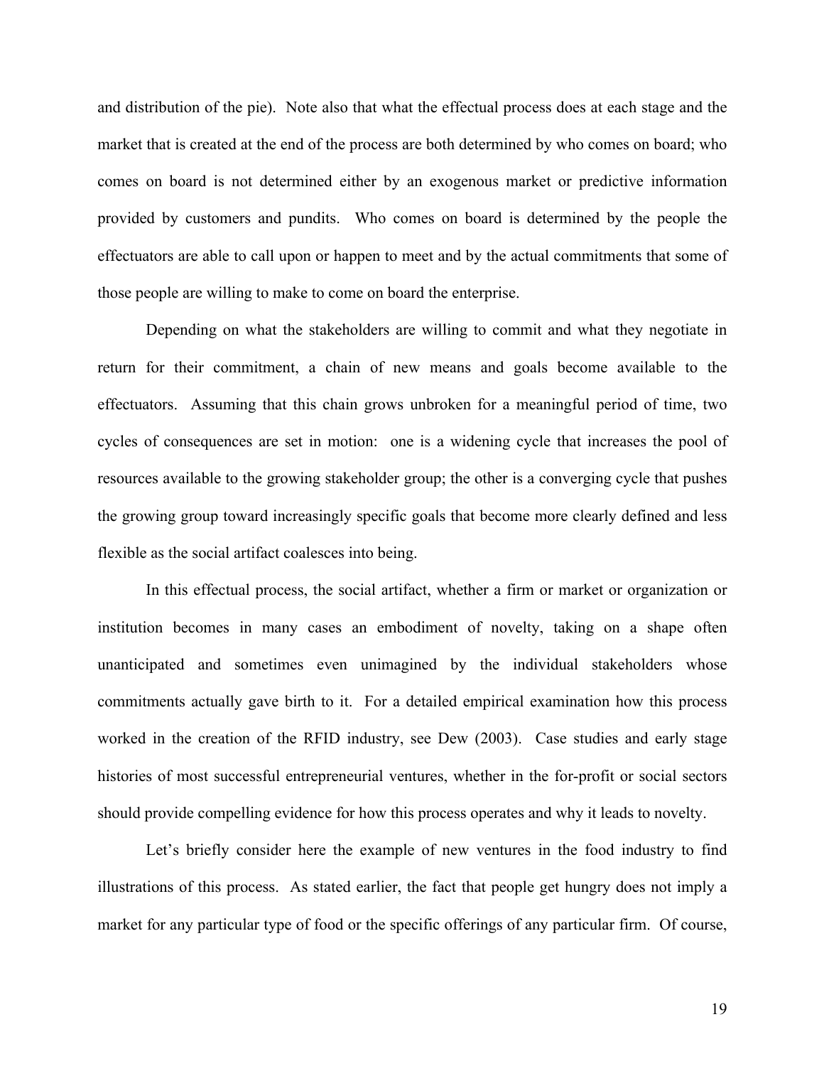and distribution of the pie). Note also that what the effectual process does at each stage and the market that is created at the end of the process are both determined by who comes on board; who comes on board is not determined either by an exogenous market or predictive information provided by customers and pundits. Who comes on board is determined by the people the effectuators are able to call upon or happen to meet and by the actual commitments that some of those people are willing to make to come on board the enterprise.

Depending on what the stakeholders are willing to commit and what they negotiate in return for their commitment, a chain of new means and goals become available to the effectuators. Assuming that this chain grows unbroken for a meaningful period of time, two cycles of consequences are set in motion: one is a widening cycle that increases the pool of resources available to the growing stakeholder group; the other is a converging cycle that pushes the growing group toward increasingly specific goals that become more clearly defined and less flexible as the social artifact coalesces into being.

In this effectual process, the social artifact, whether a firm or market or organization or institution becomes in many cases an embodiment of novelty, taking on a shape often unanticipated and sometimes even unimagined by the individual stakeholders whose commitments actually gave birth to it. For a detailed empirical examination how this process worked in the creation of the RFID industry, see Dew (2003). Case studies and early stage histories of most successful entrepreneurial ventures, whether in the for-profit or social sectors should provide compelling evidence for how this process operates and why it leads to novelty.

Let's briefly consider here the example of new ventures in the food industry to find illustrations of this process. As stated earlier, the fact that people get hungry does not imply a market for any particular type of food or the specific offerings of any particular firm. Of course,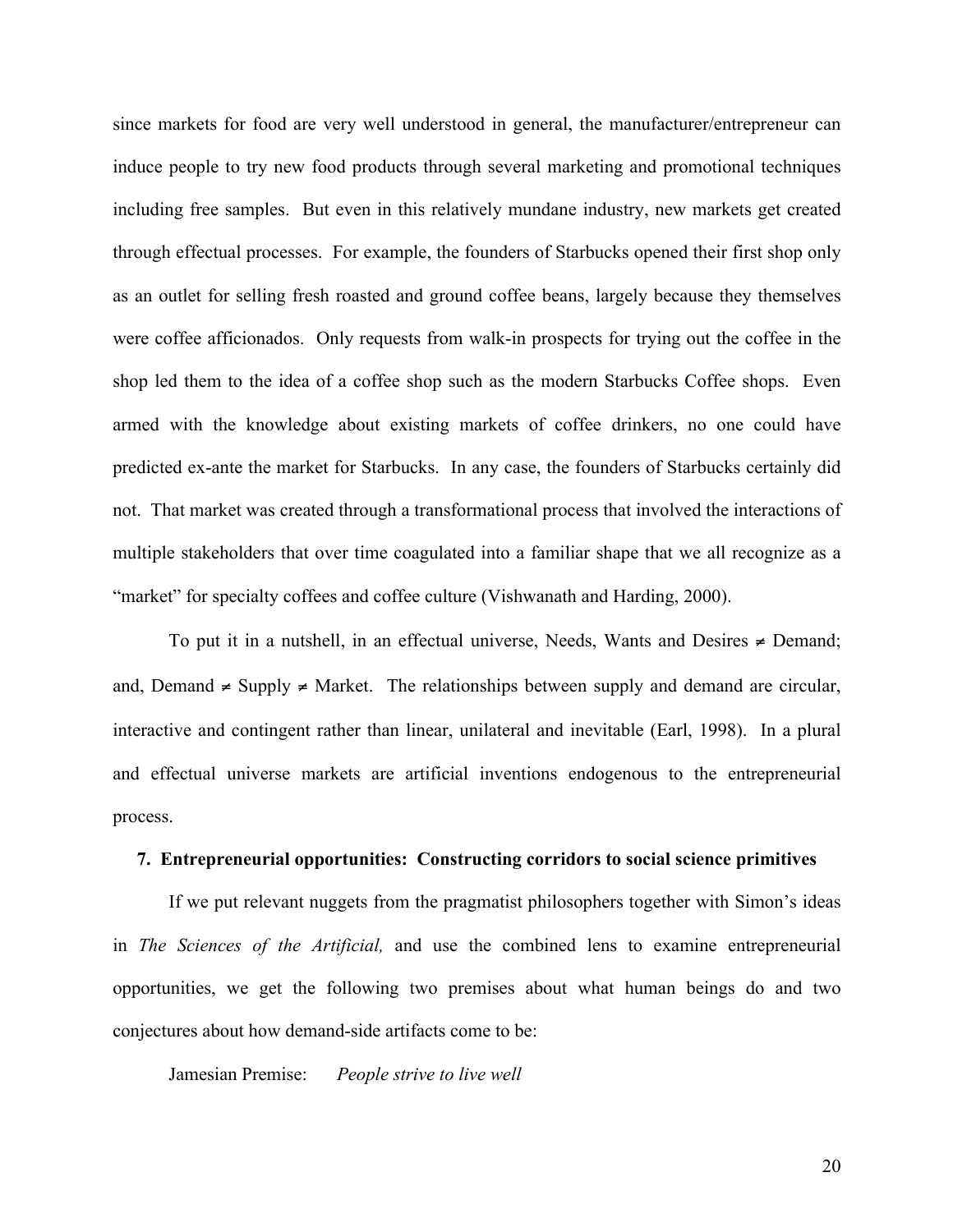since markets for food are very well understood in general, the manufacturer/entrepreneur can induce people to try new food products through several marketing and promotional techniques including free samples. But even in this relatively mundane industry, new markets get created through effectual processes. For example, the founders of Starbucks opened their first shop only as an outlet for selling fresh roasted and ground coffee beans, largely because they themselves were coffee afficionados. Only requests from walk-in prospects for trying out the coffee in the shop led them to the idea of a coffee shop such as the modern Starbucks Coffee shops. Even armed with the knowledge about existing markets of coffee drinkers, no one could have predicted ex-ante the market for Starbucks. In any case, the founders of Starbucks certainly did not. That market was created through a transformational process that involved the interactions of multiple stakeholders that over time coagulated into a familiar shape that we all recognize as a "market" for specialty coffees and coffee culture (Vishwanath and Harding, 2000).

To put it in a nutshell, in an effectual universe, Needs, Wants and Desires $\neq$ Demand; and, Demand $\neq$ Supply $\neq$ Market. The relationships between supply and demand are circular, interactive and contingent rather than linear, unilateral and inevitable (Earl, 1998). In a plural and effectual universe markets are artificial inventions endogenous to the entrepreneurial process.

## 7. Entrepreneurial opportunities: Constructing corridors to social science primitives

If we put relevant nuggets from the pragmatist philosophers together with Simon's ideas in *The Sciences of the Artificial,* and use the combined lens to examine entrepreneurial opportunities, we get the following two premises about what human beings do and two conjectures about how demand-side artifacts come to be:

Jamesian Premise: *People strive to live well*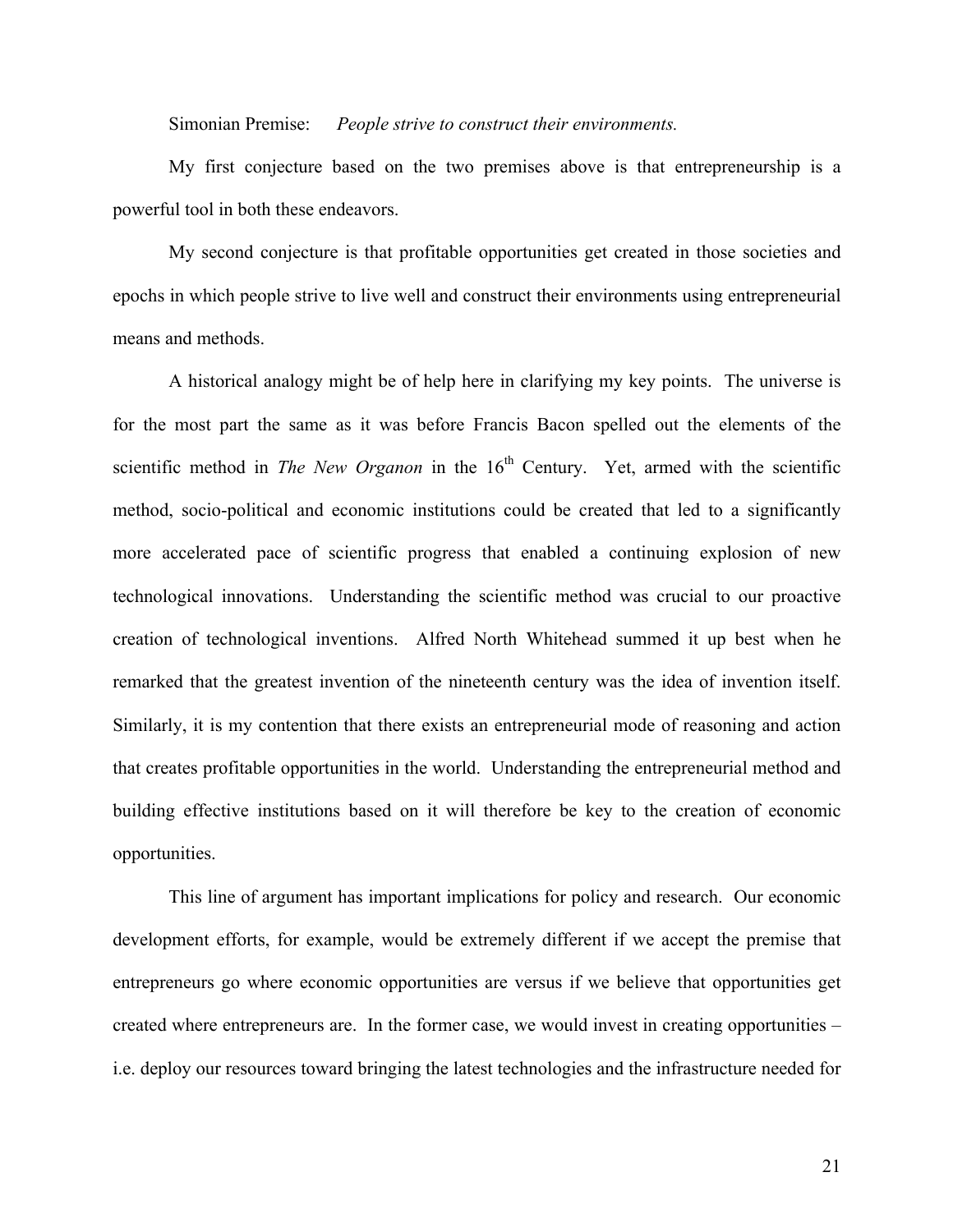Simonian Premise: *People strive to construct their environments.*

My first conjecture based on the two premises above is that entrepreneurship is a powerful tool in both these endeavors.

My second conjecture is that profitable opportunities get created in those societies and epochs in which people strive to live well and construct their environments using entrepreneurial means and methods.

A historical analogy might be of help here in clarifying my key points. The universe is for the most part the same as it was before Francis Bacon spelled out the elements of the scientific method in *The New Organon* in the 16th Century. Yet, armed with the scientific method, socio-political and economic institutions could be created that led to a significantly more accelerated pace of scientific progress that enabled a continuing explosion of new technological innovations. Understanding the scientific method was crucial to our proactive creation of technological inventions. Alfred North Whitehead summed it up best when he remarked that the greatest invention of the nineteenth century was the idea of invention itself. Similarly, it is my contention that there exists an entrepreneurial mode of reasoning and action that creates profitable opportunities in the world. Understanding the entrepreneurial method and building effective institutions based on it will therefore be key to the creation of economic opportunities.

This line of argument has important implications for policy and research. Our economic development efforts, for example, would be extremely different if we accept the premise that entrepreneurs go where economic opportunities are versus if we believe that opportunities get created where entrepreneurs are. In the former case, we would invest in creating opportunities – i.e. deploy our resources toward bringing the latest technologies and the infrastructure needed for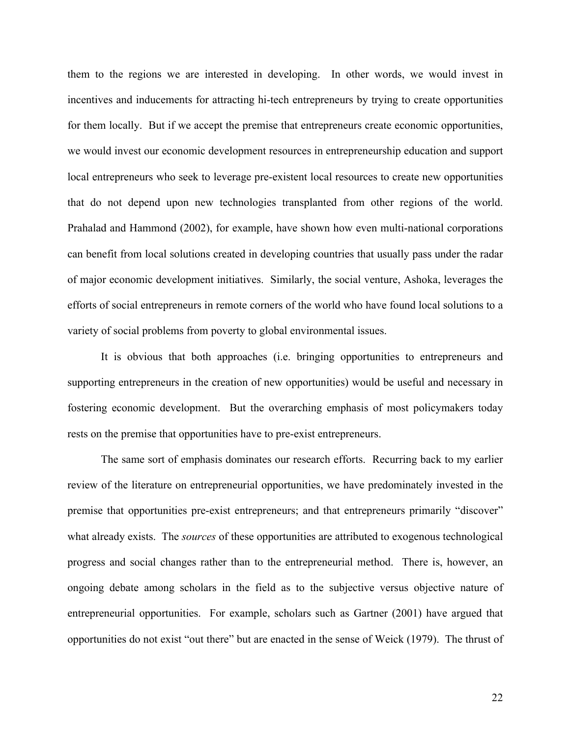them to the regions we are interested in developing. In other words, we would invest in incentives and inducements for attracting hi-tech entrepreneurs by trying to create opportunities for them locally. But if we accept the premise that entrepreneurs create economic opportunities, we would invest our economic development resources in entrepreneurship education and support local entrepreneurs who seek to leverage pre-existent local resources to create new opportunities that do not depend upon new technologies transplanted from other regions of the world. Prahalad and Hammond (2002), for example, have shown how even multi-national corporations can benefit from local solutions created in developing countries that usually pass under the radar of major economic development initiatives. Similarly, the social venture, Ashoka, leverages the efforts of social entrepreneurs in remote corners of the world who have found local solutions to a variety of social problems from poverty to global environmental issues.

It is obvious that both approaches (i.e. bringing opportunities to entrepreneurs and supporting entrepreneurs in the creation of new opportunities) would be useful and necessary in fostering economic development. But the overarching emphasis of most policymakers today rests on the premise that opportunities have to pre-exist entrepreneurs.

The same sort of emphasis dominates our research efforts. Recurring back to my earlier review of the literature on entrepreneurial opportunities, we have predominately invested in the premise that opportunities pre-exist entrepreneurs; and that entrepreneurs primarily "discover" what already exists. The *sources* of these opportunities are attributed to exogenous technological progress and social changes rather than to the entrepreneurial method. There is, however, an ongoing debate among scholars in the field as to the subjective versus objective nature of entrepreneurial opportunities. For example, scholars such as Gartner (2001) have argued that opportunities do not exist "out there" but are enacted in the sense of Weick (1979). The thrust of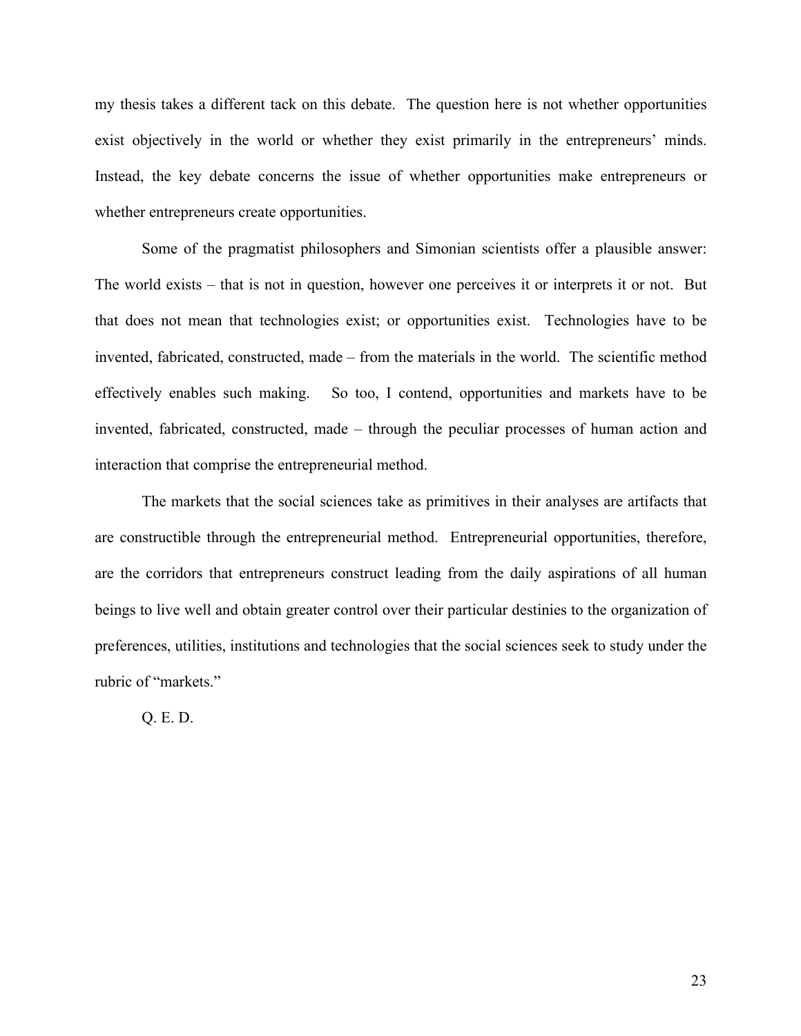my thesis takes a different tack on this debate. The question here is not whether opportunities exist objectively in the world or whether they exist primarily in the entrepreneurs' minds. Instead, the key debate concerns the issue of whether opportunities make entrepreneurs or whether entrepreneurs create opportunities.

Some of the pragmatist philosophers and Simonian scientists offer a plausible answer: The world exists – that is not in question, however one perceives it or interprets it or not. But that does not mean that technologies exist; or opportunities exist. Technologies have to be invented, fabricated, constructed, made – from the materials in the world. The scientific method effectively enables such making. So too, I contend, opportunities and markets have to be invented, fabricated, constructed, made – through the peculiar processes of human action and interaction that comprise the entrepreneurial method.

The markets that the social sciences take as primitives in their analyses are artifacts that are constructible through the entrepreneurial method. Entrepreneurial opportunities, therefore, are the corridors that entrepreneurs construct leading from the daily aspirations of all human beings to live well and obtain greater control over their particular destinies to the organization of preferences, utilities, institutions and technologies that the social sciences seek to study under the rubric of "markets."

Q. E. D.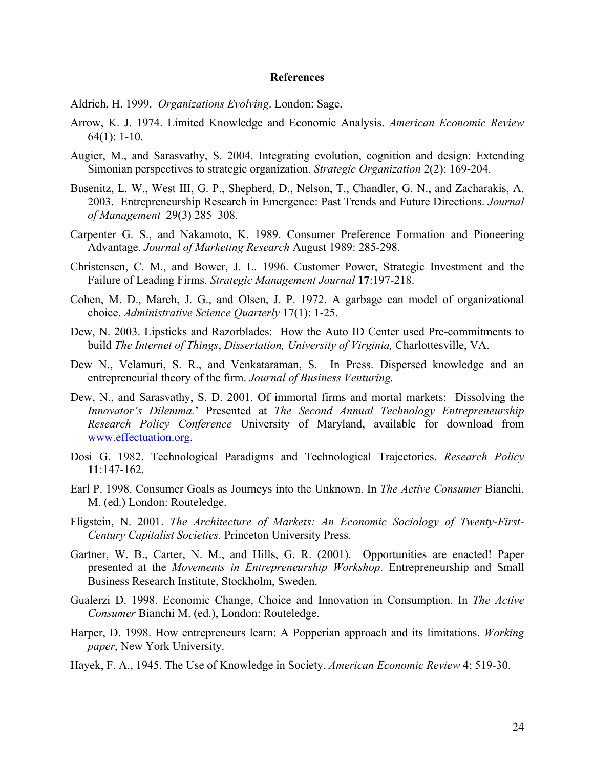## References

Aldrich, H. 1999. *Organizations Evolving*. London: Sage.

Arrow, K. J. 1974. Limited Knowledge and Economic Analysis. *American Economic Review* 64(1): 1-10.

Augier, M., and Sarasvathy, S. 2004. Integrating evolution, cognition and design: Extending Simonian perspectives to strategic organization. *Strategic Organization* 2(2): 169-204.

Busenitz, L. W., West III, G. P., Shepherd, D., Nelson, T., Chandler, G. N., and Zacharakis, A. 2003. Entrepreneurship Research in Emergence: Past Trends and Future Directions. *Journal of Management* 29(3) 285–308.

Carpenter G. S., and Nakamoto, K. 1989. Consumer Preference Formation and Pioneering Advantage. *Journal of Marketing Research* August 1989: 285-298.

Christensen, C. M., and Bower, J. L. 1996. Customer Power, Strategic Investment and the Failure of Leading Firms. *Strategic Management Journal* **17**:197-218.

Cohen, M. D., March, J. G., and Olsen, J. P. 1972. A garbage can model of organizational choice. *Administrative Science Quarterly* 17(1): 1-25.

Dew, N. 2003. Lipsticks and Razorblades: How the Auto ID Center used Pre-commitments to build *The Internet of Things*, *Dissertation, University of Virginia,* Charlottesville, VA.

Dew N., Velamuri, S. R., and Venkataraman, S. In Press. Dispersed knowledge and an entrepreneurial theory of the firm. *Journal of Business Venturing.*

Dew, N., and Sarasvathy, S. D. 2001. Of immortal firms and mortal markets: Dissolving the *Innovator's Dilemma.*' Presented at *The Second Annual Technology Entrepreneurship Research Policy Conference* University of Maryland, available for download from www.effectuation.org.

Dosi G. 1982. Technological Paradigms and Technological Trajectories. *Research Policy* **11**:147-162.

Earl P. 1998. Consumer Goals as Journeys into the Unknown. In *The Active Consumer* Bianchi, M. (ed.) London: Routeledge.

Fligstein, N. 2001. *The Architecture of Markets: An Economic Sociology of Twenty-First-Century Capitalist Societies.* Princeton University Press.

Gartner, W. B., Carter, N. M., and Hills, G. R. (2001). Opportunities are enacted! Paper presented at the *Movements in Entrepreneurship Workshop*. Entrepreneurship and Small Business Research Institute, Stockholm, Sweden.

Gualerzi D. 1998. Economic Change, Choice and Innovation in Consumption. In *The Active Consumer* Bianchi M. (ed.), London: Routeledge.

Harper, D. 1998. How entrepreneurs learn: A Popperian approach and its limitations. *Working paper*, New York University.

Hayek, F. A., 1945. The Use of Knowledge in Society. *American Economic Review* 4; 519-30.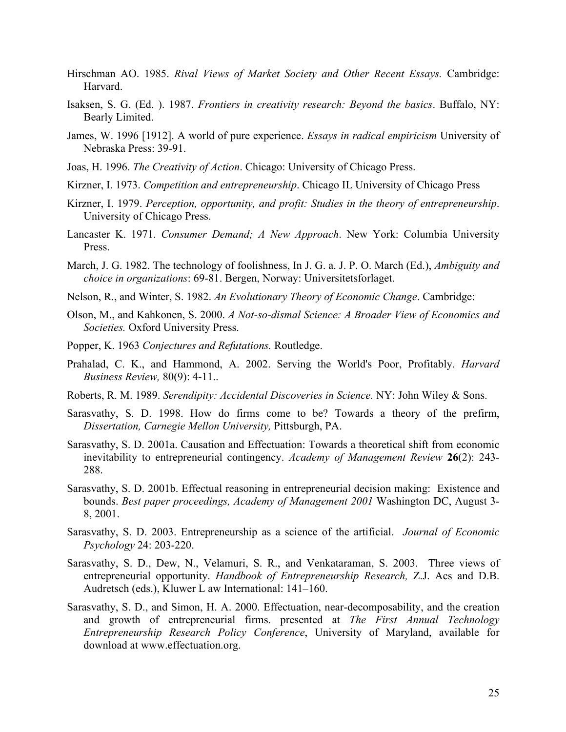Hirschman AO. 1985. *Rival Views of Market Society and Other Recent Essays.* Cambridge: Harvard.

Isaksen, S. G. (Ed. ). 1987. *Frontiers in creativity research: Beyond the basics*. Buffalo, NY: Bearly Limited.

James, W. 1996 [1912]. A world of pure experience. *Essays in radical empiricism* University of Nebraska Press: 39-91.

Joas, H. 1996. *The Creativity of Action*. Chicago: University of Chicago Press.

Kirzner, I. 1973. *Competition and entrepreneurship*. Chicago IL University of Chicago Press

Kirzner, I. 1979. *Perception, opportunity, and profit: Studies in the theory of entrepreneurship*. University of Chicago Press.

Lancaster K. 1971. *Consumer Demand; A New Approach*. New York: Columbia University Press.

March, J. G. 1982. The technology of foolishness, In J. G. a. J. P. O. March (Ed.), *Ambiguity and choice in organizations*: 69-81. Bergen, Norway: Universitetsforlaget.

Nelson, R., and Winter, S. 1982. *An Evolutionary Theory of Economic Change*. Cambridge:

Olson, M., and Kahkonen, S. 2000. *A Not-so-dismal Science: A Broader View of Economics and Societies.* Oxford University Press.

Popper, K. 1963 *Conjectures and Refutations.* Routledge.

Prahalad, C. K., and Hammond, A. 2002. Serving the World's Poor, Profitably. *Harvard Business Review,* 80(9): 4-11..

Roberts, R. M. 1989. *Serendipity: Accidental Discoveries in Science.* NY: John Wiley & Sons.

Sarasvathy, S. D. 1998. How do firms come to be? Towards a theory of the prefirm, *Dissertation, Carnegie Mellon University,* Pittsburgh, PA.

Sarasvathy, S. D. 2001a. Causation and Effectuation: Towards a theoretical shift from economic inevitability to entrepreneurial contingency. *Academy of Management Review* **26**(2): 243-288.

Sarasvathy, S. D. 2001b. Effectual reasoning in entrepreneurial decision making: Existence and bounds. *Best paper proceedings, Academy of Management 2001* Washington DC, August 3-8, 2001.

Sarasvathy, S. D. 2003. Entrepreneurship as a science of the artificial. *Journal of Economic Psychology* 24: 203-220.

Sarasvathy, S. D., Dew, N., Velamuri, S. R., and Venkataraman, S. 2003. Three views of entrepreneurial opportunity. *Handbook of Entrepreneurship Research,* Z.J. Acs and D.B. Audretsch (eds.), Kluwer L aw International: 141–160.

Sarasvathy, S. D., and Simon, H. A. 2000. Effectuation, near-decomposability, and the creation and growth of entrepreneurial firms. presented at *The First Annual Technology Entrepreneurship Research Policy Conference*, University of Maryland, available for download at www.effectuation.org.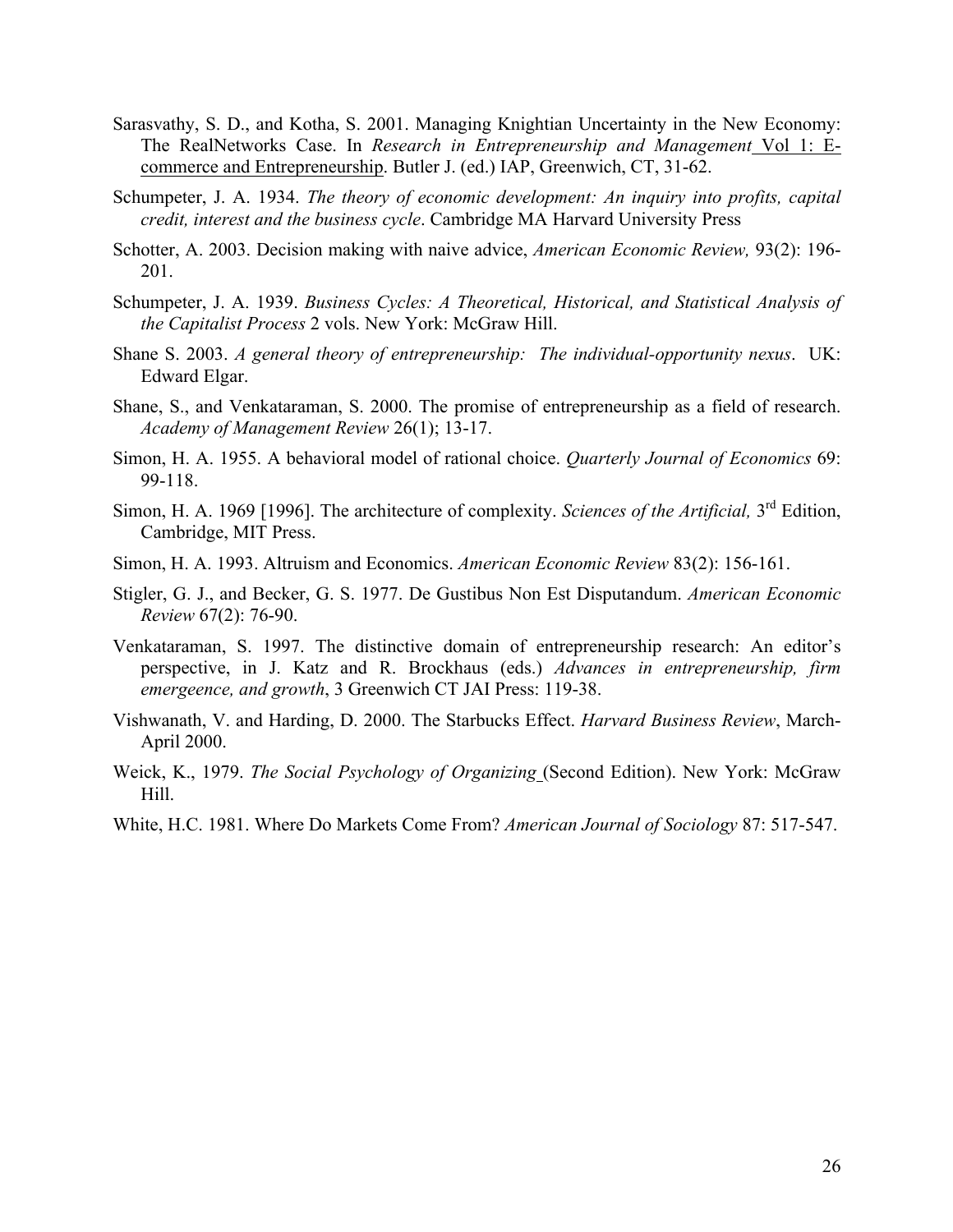Sarasvathy, S. D., and Kotha, S. 2001. Managing Knightian Uncertainty in the New Economy: The RealNetworks Case. In *Research in Entrepreneurship and Management* Vol 1: E-commerce and Entrepreneurship. Butler J. (ed.) IAP, Greenwich, CT, 31-62.

Schumpeter, J. A. 1934. *The theory of economic development: An inquiry into profits, capital credit, interest and the business cycle*. Cambridge MA Harvard University Press

Schotter, A. 2003. Decision making with naive advice, *American Economic Review,* 93(2): 196-201.

Schumpeter, J. A. 1939. *Business Cycles: A Theoretical, Historical, and Statistical Analysis of the Capitalist Process* 2 vols. New York: McGraw Hill.

Shane S. 2003. *A general theory of entrepreneurship: The individual-opportunity nexus*. UK: Edward Elgar.

Shane, S., and Venkataraman, S. 2000. The promise of entrepreneurship as a field of research. *Academy of Management Review* 26(1); 13-17.

Simon, H. A. 1955. A behavioral model of rational choice. *Quarterly Journal of Economics* 69: 99-118.

Simon, H. A. 1969 [1996]. The architecture of complexity. *Sciences of the Artificial,* 3rd Edition, Cambridge, MIT Press.

Simon, H. A. 1993. Altruism and Economics. *American Economic Review* 83(2): 156-161.

Stigler, G. J., and Becker, G. S. 1977. De Gustibus Non Est Disputandum. *American Economic Review* 67(2): 76-90.

Venkataraman, S. 1997. The distinctive domain of entrepreneurship research: An editor's perspective, in J. Katz and R. Brockhaus (eds.) *Advances in entrepreneurship, firm emergeence, and growth*, 3 Greenwich CT JAI Press: 119-38.

Vishwanath, V. and Harding, D. 2000. The Starbucks Effect. *Harvard Business Review*, March-April 2000.

Weick, K., 1979. *The Social Psychology of Organizing* (Second Edition). New York: McGraw Hill.

White, H.C. 1981. Where Do Markets Come From? *American Journal of Sociology* 87: 517-547.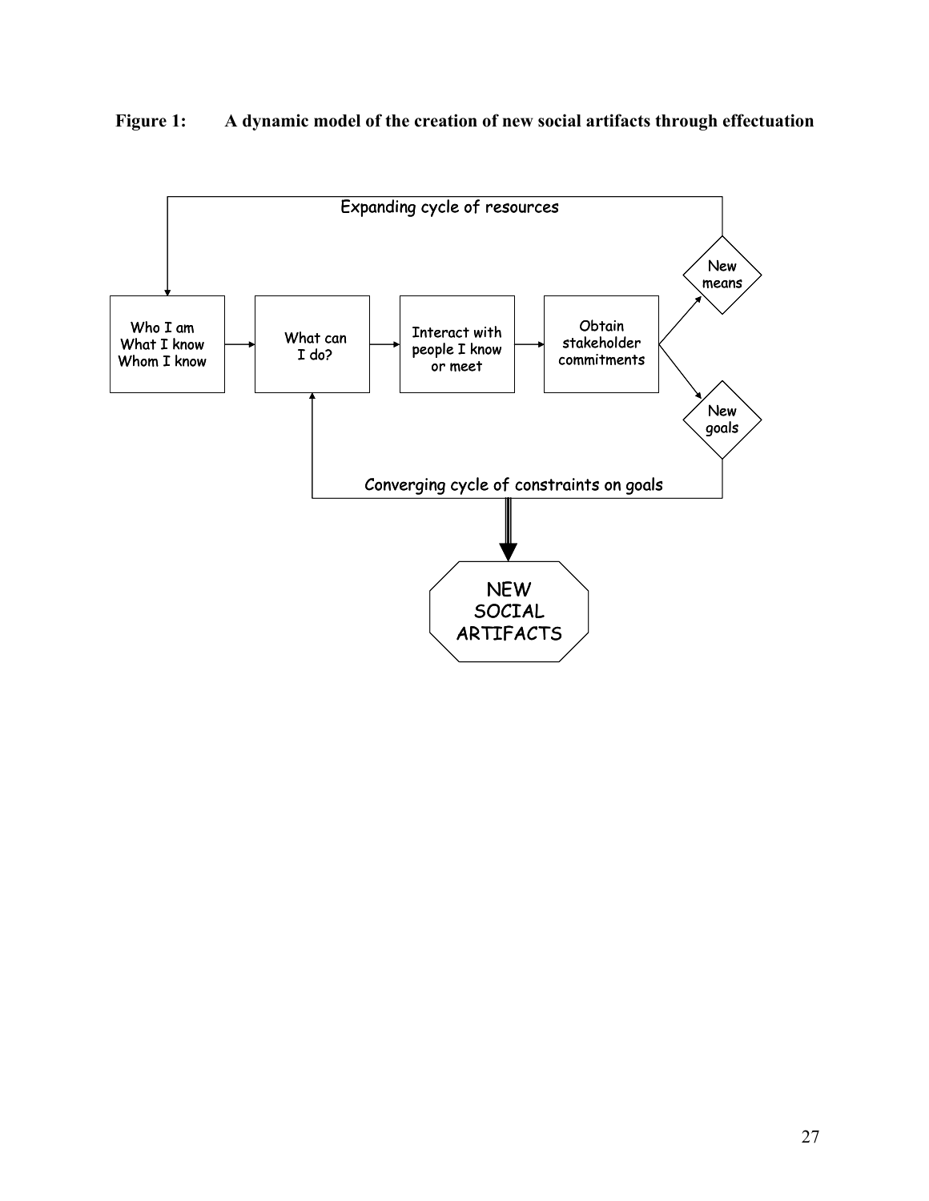**Figure 1: A dynamic model of the creation of new social artifacts through effectuation**

Expanding cycle of resources

Who I am
What I know
Whom I know

What can I do?

Interact with people I know or meet

Obtain stakeholder commitments

New means

New goals

Converging cycle of constraints on goals

NEW SOCIAL ARTIFACTS